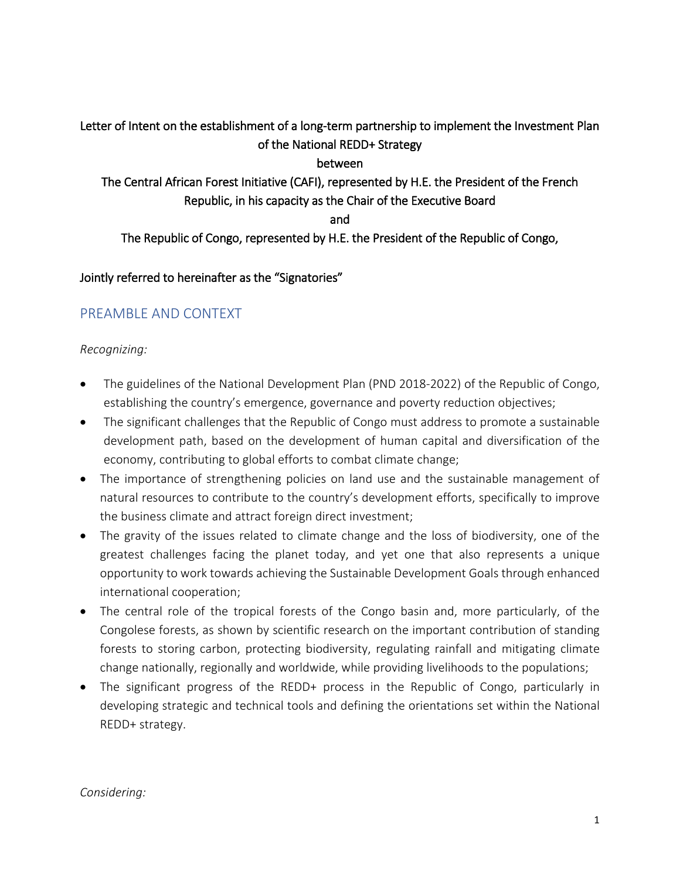Letter of Intent on the establishment of a long-term partnership to implement the Investment Plan of the National REDD+ Strategy

between

The Central African Forest Initiative (CAFI), represented by H.E. the President of the French Republic, in his capacity as the Chair of the Executive Board

and

The Republic of Congo, represented by H.E. the President of the Republic of Congo,

Jointly referred to hereinafter as the "Signatories"

## PREAMBLE AND CONTEXT

*Recognizing:*

- The guidelines of the National Development Plan (PND 2018-2022) of the Republic of Congo, establishing the country's emergence, governance and poverty reduction objectives;
- The significant challenges that the Republic of Congo must address to promote a sustainable development path, based on the development of human capital and diversification of the economy, contributing to global efforts to combat climate change;
- The importance of strengthening policies on land use and the sustainable management of natural resources to contribute to the country's development efforts, specifically to improve the business climate and attract foreign direct investment;
- The gravity of the issues related to climate change and the loss of biodiversity, one of the greatest challenges facing the planet today, and yet one that also represents a unique opportunity to work towards achieving the Sustainable Development Goals through enhanced international cooperation;
- The central role of the tropical forests of the Congo basin and, more particularly, of the Congolese forests, as shown by scientific research on the important contribution of standing forests to storing carbon, protecting biodiversity, regulating rainfall and mitigating climate change nationally, regionally and worldwide, while providing livelihoods to the populations;
- The significant progress of the REDD+ process in the Republic of Congo, particularly in developing strategic and technical tools and defining the orientations set within the National REDD+ strategy.

*Considering:*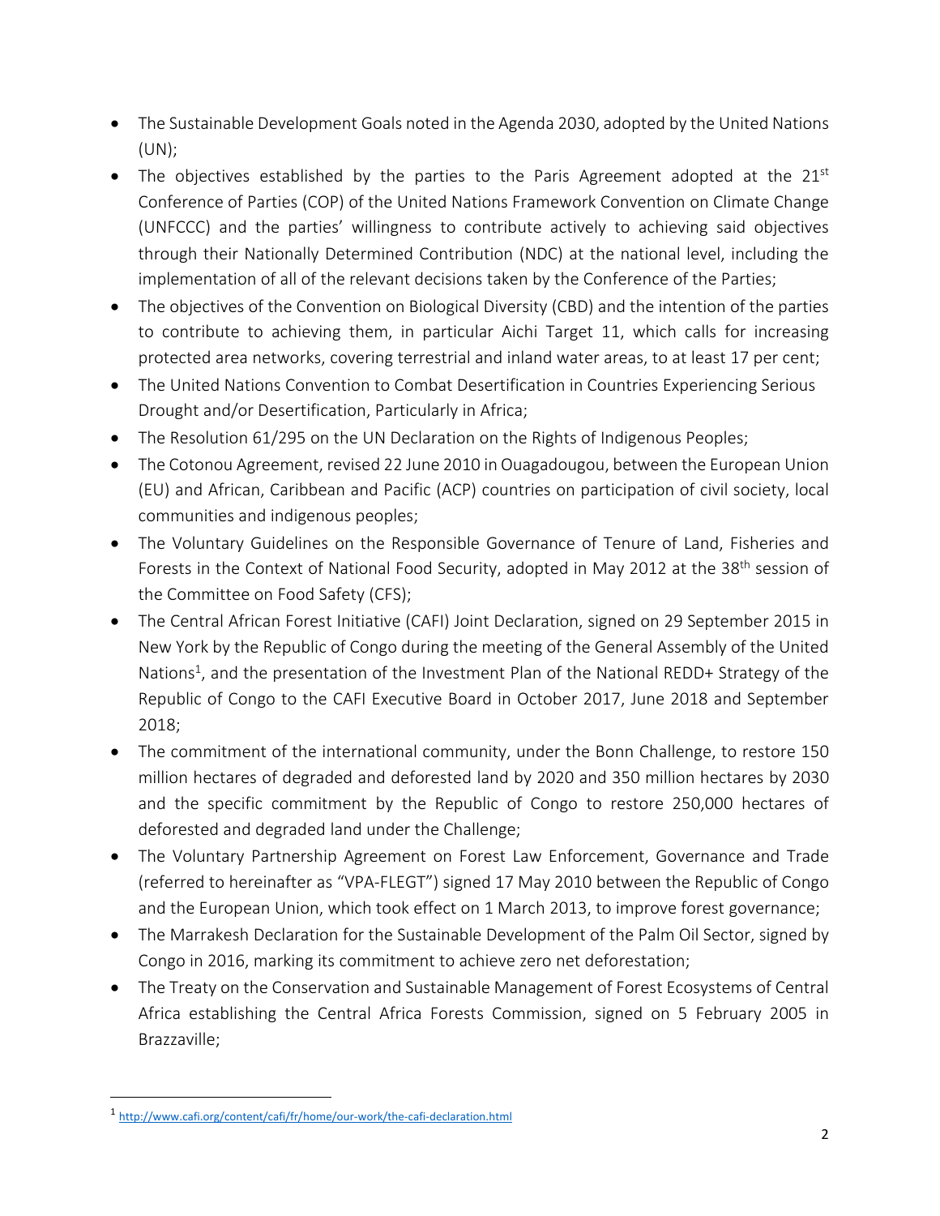- The Sustainable Development Goals noted in the Agenda 2030, adopted by the United Nations (UN);
- The objectives established by the parties to the Paris Agreement adopted at the 21st Conference of Parties (COP) of the United Nations Framework Convention on Climate Change (UNFCCC) and the parties' willingness to contribute actively to achieving said objectives through their Nationally Determined Contribution (NDC) at the national level, including the implementation of all of the relevant decisions taken by the Conference of the Parties;
- The objectives of the Convention on Biological Diversity (CBD) and the intention of the parties to contribute to achieving them, in particular Aichi Target 11, which calls for increasing protected area networks, covering terrestrial and inland water areas, to at least 17 per cent;
- The United Nations Convention to Combat Desertification in Countries Experiencing Serious Drought and/or Desertification, Particularly in Africa;
- The Resolution 61/295 on the UN Declaration on the Rights of Indigenous Peoples;
- The Cotonou Agreement, revised 22 June 2010 in Ouagadougou, between the European Union (EU) and African, Caribbean and Pacific (ACP) countries on participation of civil society, local communities and indigenous peoples;
- The Voluntary Guidelines on the Responsible Governance of Tenure of Land, Fisheries and Forests in the Context of National Food Security, adopted in May 2012 at the 38th session of the Committee on Food Safety (CFS);
- The Central African Forest Initiative (CAFI) Joint Declaration, signed on 29 September 2015 in New York by the Republic of Congo during the meeting of the General Assembly of the United Nations[1], and the presentation of the Investment Plan of the National REDD+ Strategy of the Republic of Congo to the CAFI Executive Board in October 2017, June 2018 and September 2018;
- The commitment of the international community, under the Bonn Challenge, to restore 150 million hectares of degraded and deforested land by 2020 and 350 million hectares by 2030 and the specific commitment by the Republic of Congo to restore 250,000 hectares of deforested and degraded land under the Challenge;
- The Voluntary Partnership Agreement on Forest Law Enforcement, Governance and Trade (referred to hereinafter as "VPA-FLEGT") signed 17 May 2010 between the Republic of Congo and the European Union, which took effect on 1 March 2013, to improve forest governance;
- The Marrakesh Declaration for the Sustainable Development of the Palm Oil Sector, signed by Congo in 2016, marking its commitment to achieve zero net deforestation;
- The Treaty on the Conservation and Sustainable Management of Forest Ecosystems of Central Africa establishing the Central Africa Forests Commission, signed on 5 February 2005 in Brazzaville;

[1] http://www.cafi.org/content/cafi/fr/home/our-work/the-cafi-declaration.html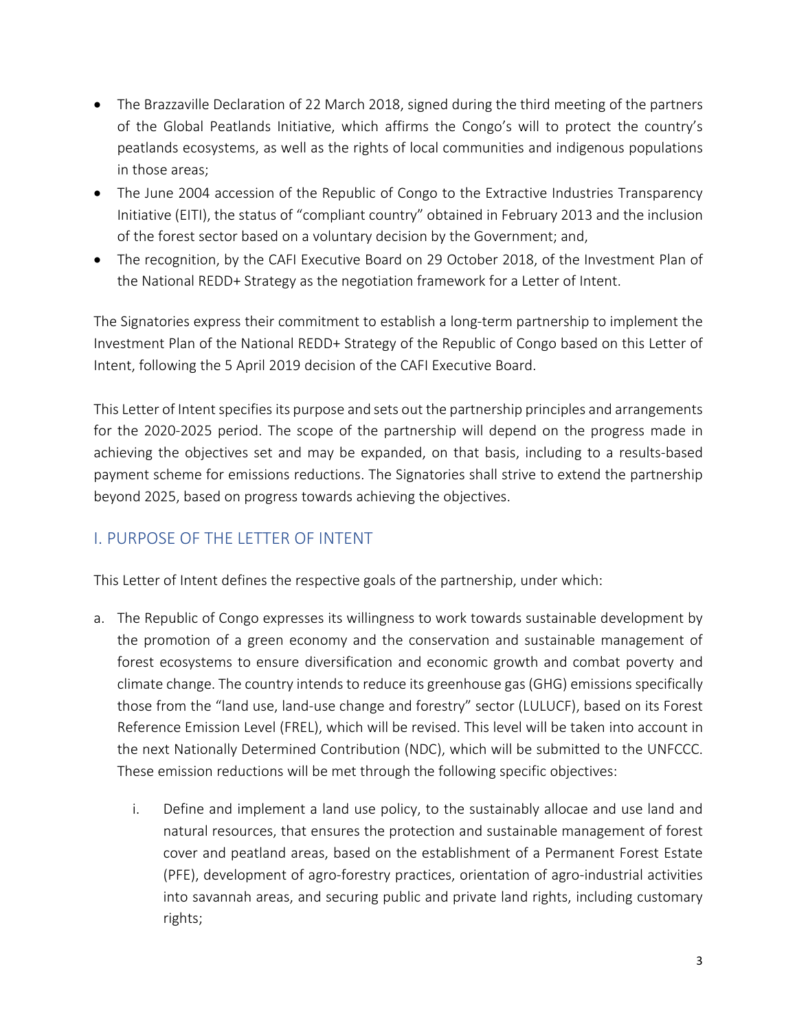- The Brazzaville Declaration of 22 March 2018, signed during the third meeting of the partners of the Global Peatlands Initiative, which affirms the Congo's will to protect the country's peatlands ecosystems, as well as the rights of local communities and indigenous populations in those areas;
- The June 2004 accession of the Republic of Congo to the Extractive Industries Transparency Initiative (EITI), the status of "compliant country" obtained in February 2013 and the inclusion of the forest sector based on a voluntary decision by the Government; and,
- The recognition, by the CAFI Executive Board on 29 October 2018, of the Investment Plan of the National REDD+ Strategy as the negotiation framework for a Letter of Intent.

The Signatories express their commitment to establish a long-term partnership to implement the Investment Plan of the National REDD+ Strategy of the Republic of Congo based on this Letter of Intent, following the 5 April 2019 decision of the CAFI Executive Board.

This Letter of Intent specifies its purpose and sets out the partnership principles and arrangements for the 2020-2025 period. The scope of the partnership will depend on the progress made in achieving the objectives set and may be expanded, on that basis, including to a results-based payment scheme for emissions reductions. The Signatories shall strive to extend the partnership beyond 2025, based on progress towards achieving the objectives.

## I. PURPOSE OF THE LETTER OF INTENT

This Letter of Intent defines the respective goals of the partnership, under which:

a. The Republic of Congo expresses its willingness to work towards sustainable development by the promotion of a green economy and the conservation and sustainable management of forest ecosystems to ensure diversification and economic growth and combat poverty and climate change. The country intends to reduce its greenhouse gas (GHG) emissions specifically those from the "land use, land-use change and forestry" sector (LULUCF), based on its Forest Reference Emission Level (FREL), which will be revised. This level will be taken into account in the next Nationally Determined Contribution (NDC), which will be submitted to the UNFCCC. These emission reductions will be met through the following specific objectives:

   i. Define and implement a land use policy, to the sustainably allocae and use land and natural resources, that ensures the protection and sustainable management of forest cover and peatland areas, based on the establishment of a Permanent Forest Estate (PFE), development of agro-forestry practices, orientation of agro-industrial activities into savannah areas, and securing public and private land rights, including customary rights;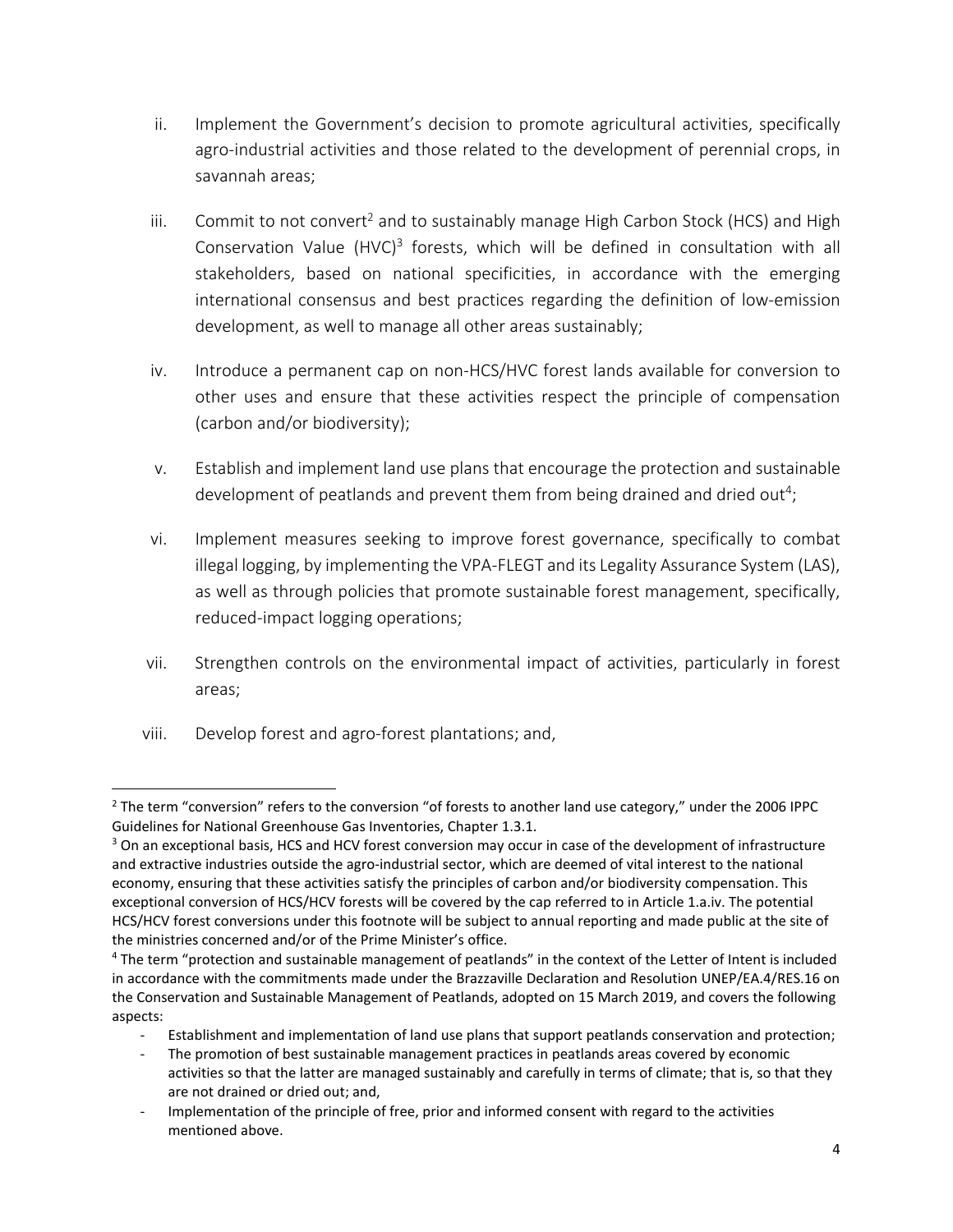ii. Implement the Government's decision to promote agricultural activities, specifically agro-industrial activities and those related to the development of perennial crops, in savannah areas;

iii. Commit to not convert[2] and to sustainably manage High Carbon Stock (HCS) and High Conservation Value (HVC)[3] forests, which will be defined in consultation with all stakeholders, based on national specificities, in accordance with the emerging international consensus and best practices regarding the definition of low-emission development, as well to manage all other areas sustainably;

iv. Introduce a permanent cap on non-HCS/HVC forest lands available for conversion to other uses and ensure that these activities respect the principle of compensation (carbon and/or biodiversity);

v. Establish and implement land use plans that encourage the protection and sustainable development of peatlands and prevent them from being drained and dried out[4];

vi. Implement measures seeking to improve forest governance, specifically to combat illegal logging, by implementing the VPA-FLEGT and its Legality Assurance System (LAS), as well as through policies that promote sustainable forest management, specifically, reduced-impact logging operations;

vii. Strengthen controls on the environmental impact of activities, particularly in forest areas;

viii. Develop forest and agro-forest plantations; and,

---

[2] The term "conversion" refers to the conversion "of forests to another land use category," under the 2006 IPPC Guidelines for National Greenhouse Gas Inventories, Chapter 1.3.1.

[3] On an exceptional basis, HCS and HCV forest conversion may occur in case of the development of infrastructure and extractive industries outside the agro-industrial sector, which are deemed of vital interest to the national economy, ensuring that these activities satisfy the principles of carbon and/or biodiversity compensation. This exceptional conversion of HCS/HCV forests will be covered by the cap referred to in Article 1.a.iv. The potential HCS/HCV forest conversions under this footnote will be subject to annual reporting and made public at the site of the ministries concerned and/or of the Prime Minister's office.

[4] The term "protection and sustainable management of peatlands" in the context of the Letter of Intent is included in accordance with the commitments made under the Brazzaville Declaration and Resolution UNEP/EA.4/RES.16 on the Conservation and Sustainable Management of Peatlands, adopted on 15 March 2019, and covers the following aspects:

- Establishment and implementation of land use plans that support peatlands conservation and protection;
- The promotion of best sustainable management practices in peatlands areas covered by economic activities so that the latter are managed sustainably and carefully in terms of climate; that is, so that they are not drained or dried out; and,
- Implementation of the principle of free, prior and informed consent with regard to the activities mentioned above.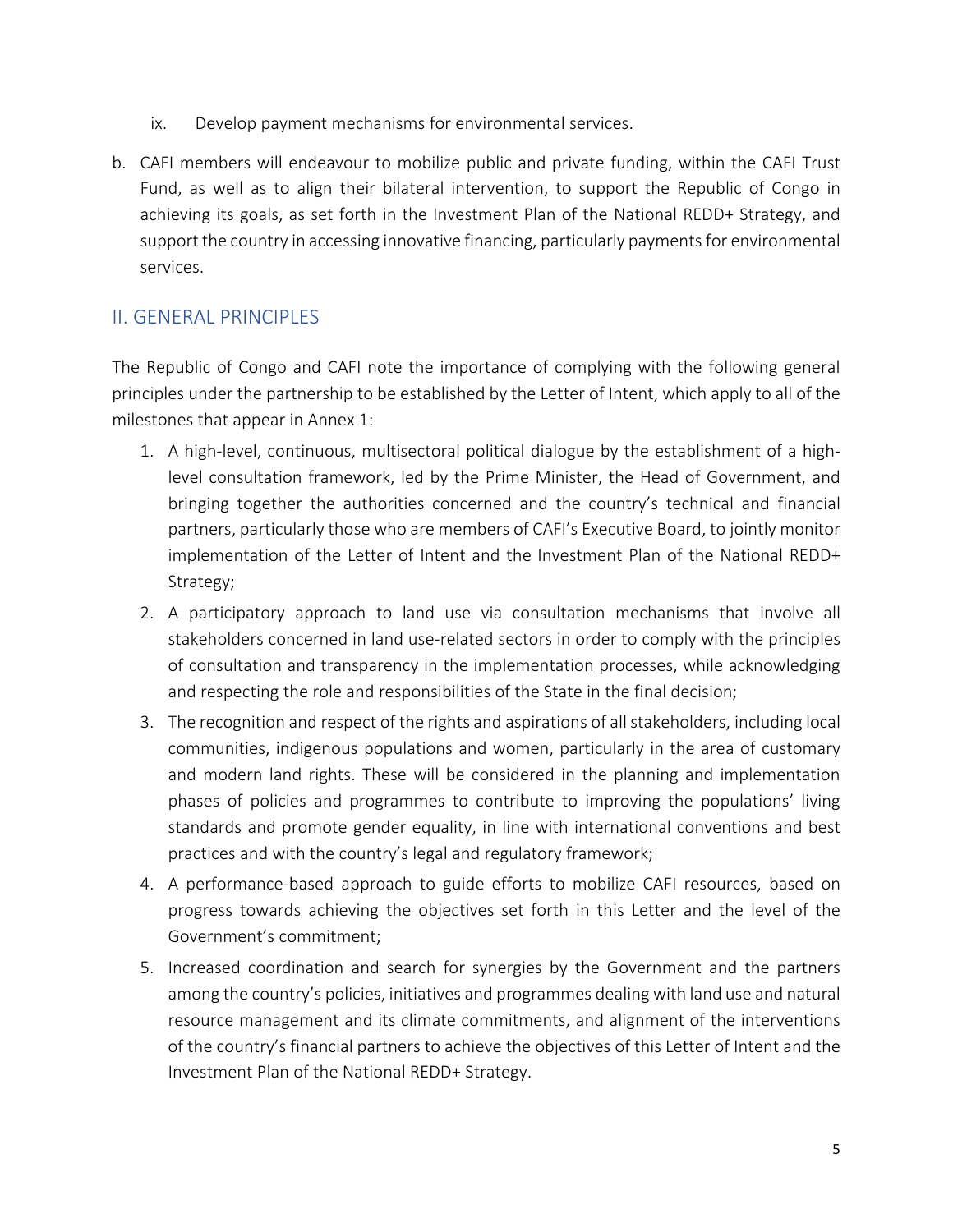ix. Develop payment mechanisms for environmental services.

b. CAFI members will endeavour to mobilize public and private funding, within the CAFI Trust Fund, as well as to align their bilateral intervention, to support the Republic of Congo in achieving its goals, as set forth in the Investment Plan of the National REDD+ Strategy, and support the country in accessing innovative financing, particularly payments for environmental services.

## II. GENERAL PRINCIPLES

The Republic of Congo and CAFI note the importance of complying with the following general principles under the partnership to be established by the Letter of Intent, which apply to all of the milestones that appear in Annex 1:

1. A high-level, continuous, multisectoral political dialogue by the establishment of a high-level consultation framework, led by the Prime Minister, the Head of Government, and bringing together the authorities concerned and the country's technical and financial partners, particularly those who are members of CAFI's Executive Board, to jointly monitor implementation of the Letter of Intent and the Investment Plan of the National REDD+ Strategy;
2. A participatory approach to land use via consultation mechanisms that involve all stakeholders concerned in land use-related sectors in order to comply with the principles of consultation and transparency in the implementation processes, while acknowledging and respecting the role and responsibilities of the State in the final decision;
3. The recognition and respect of the rights and aspirations of all stakeholders, including local communities, indigenous populations and women, particularly in the area of customary and modern land rights. These will be considered in the planning and implementation phases of policies and programmes to contribute to improving the populations' living standards and promote gender equality, in line with international conventions and best practices and with the country's legal and regulatory framework;
4. A performance-based approach to guide efforts to mobilize CAFI resources, based on progress towards achieving the objectives set forth in this Letter and the level of the Government's commitment;
5. Increased coordination and search for synergies by the Government and the partners among the country's policies, initiatives and programmes dealing with land use and natural resource management and its climate commitments, and alignment of the interventions of the country's financial partners to achieve the objectives of this Letter of Intent and the Investment Plan of the National REDD+ Strategy.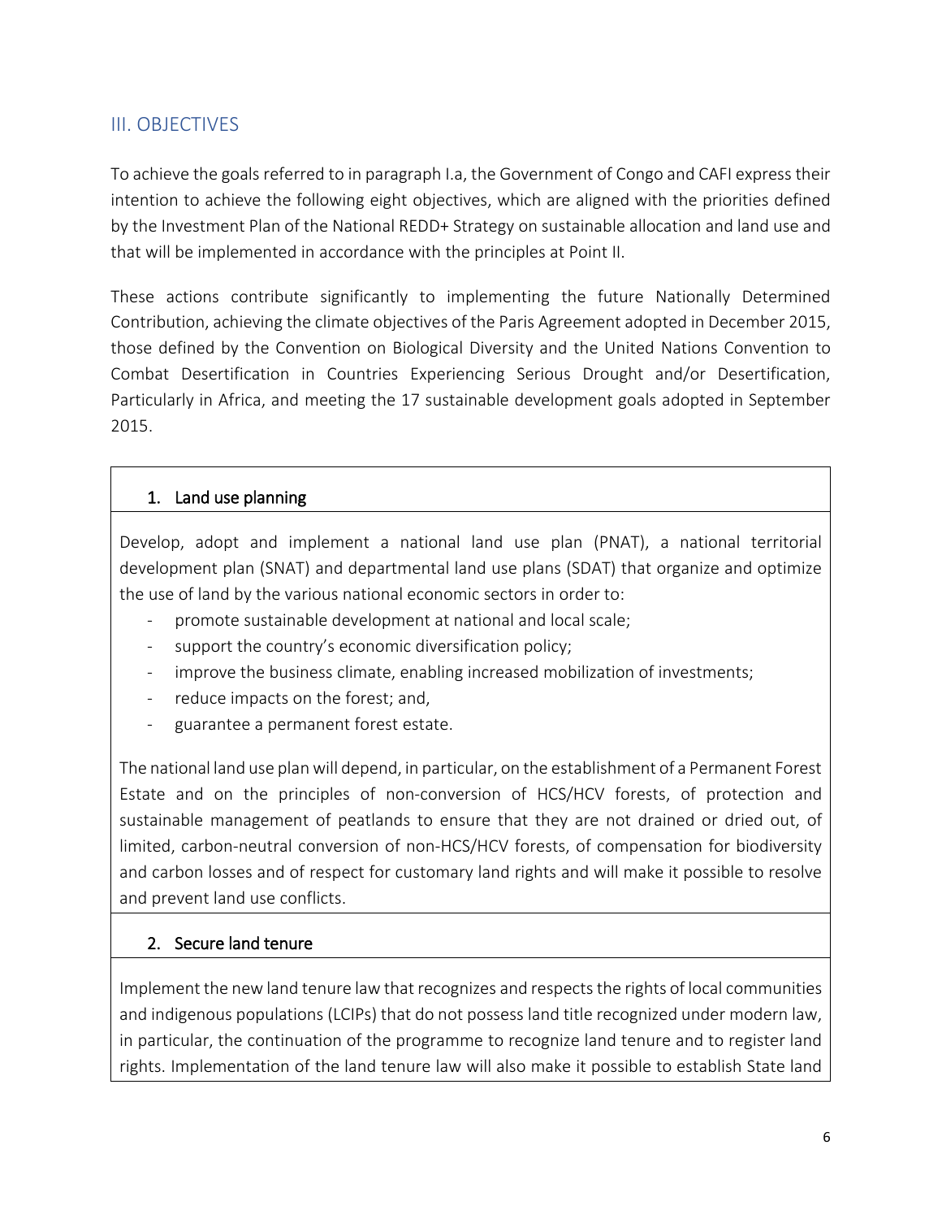## III. OBJECTIVES

To achieve the goals referred to in paragraph I.a, the Government of Congo and CAFI express their intention to achieve the following eight objectives, which are aligned with the priorities defined by the Investment Plan of the National REDD+ Strategy on sustainable allocation and land use and that will be implemented in accordance with the principles at Point II.

These actions contribute significantly to implementing the future Nationally Determined Contribution, achieving the climate objectives of the Paris Agreement adopted in December 2015, those defined by the Convention on Biological Diversity and the United Nations Convention to Combat Desertification in Countries Experiencing Serious Drought and/or Desertification, Particularly in Africa, and meeting the 17 sustainable development goals adopted in September 2015.

### 1. Land use planning

Develop, adopt and implement a national land use plan (PNAT), a national territorial development plan (SNAT) and departmental land use plans (SDAT) that organize and optimize the use of land by the various national economic sectors in order to:

- promote sustainable development at national and local scale;
- support the country's economic diversification policy;
- improve the business climate, enabling increased mobilization of investments;
- reduce impacts on the forest; and,
- guarantee a permanent forest estate.

The national land use plan will depend, in particular, on the establishment of a Permanent Forest Estate and on the principles of non-conversion of HCS/HCV forests, of protection and sustainable management of peatlands to ensure that they are not drained or dried out, of limited, carbon-neutral conversion of non-HCS/HCV forests, of compensation for biodiversity and carbon losses and of respect for customary land rights and will make it possible to resolve and prevent land use conflicts.

### 2. Secure land tenure

Implement the new land tenure law that recognizes and respects the rights of local communities and indigenous populations (LCIPs) that do not possess land title recognized under modern law, in particular, the continuation of the programme to recognize land tenure and to register land rights. Implementation of the land tenure law will also make it possible to establish State land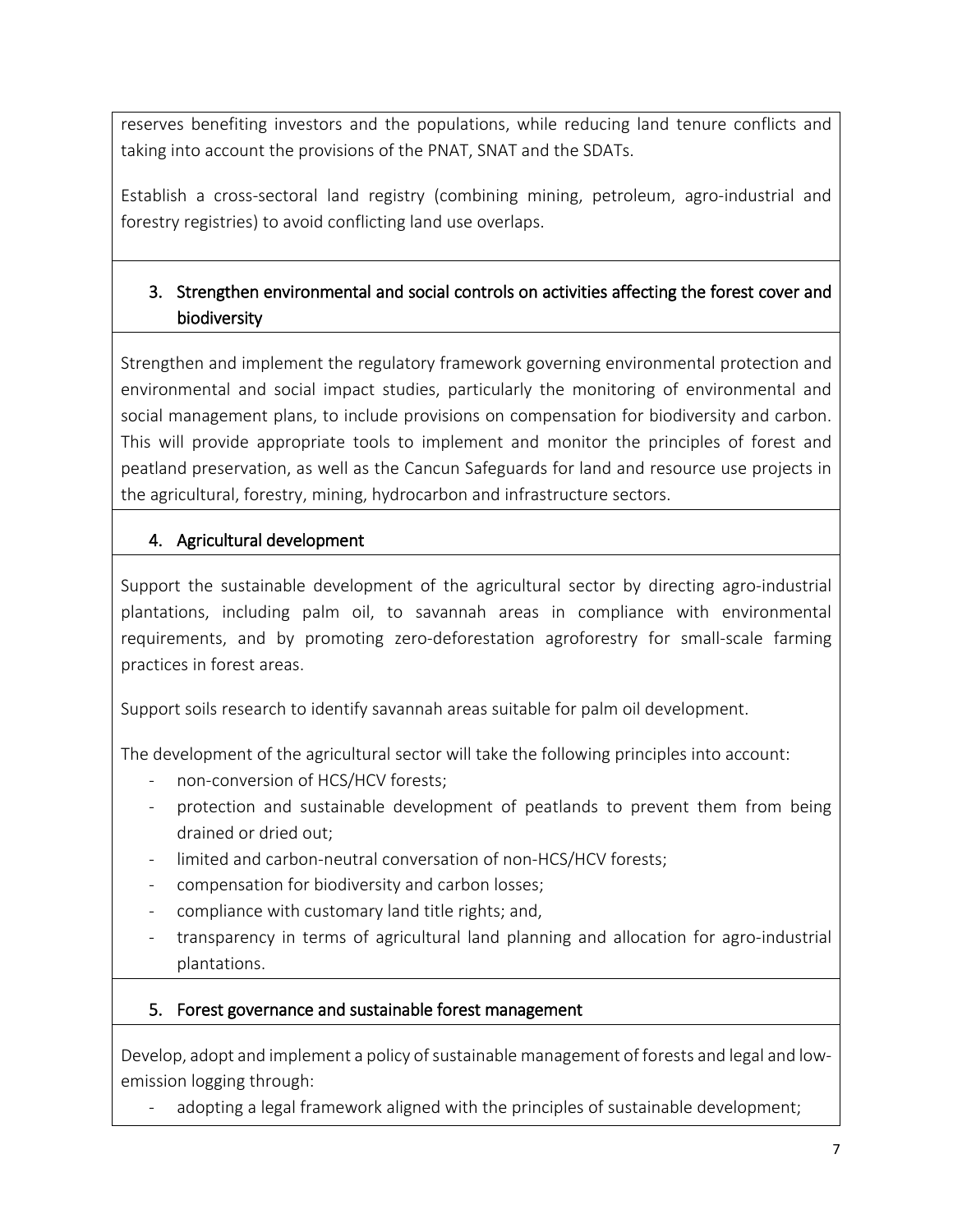reserves benefiting investors and the populations, while reducing land tenure conflicts and taking into account the provisions of the PNAT, SNAT and the SDATs.

Establish a cross-sectoral land registry (combining mining, petroleum, agro-industrial and forestry registries) to avoid conflicting land use overlaps.

## 3. Strengthen environmental and social controls on activities affecting the forest cover and biodiversity

Strengthen and implement the regulatory framework governing environmental protection and environmental and social impact studies, particularly the monitoring of environmental and social management plans, to include provisions on compensation for biodiversity and carbon. This will provide appropriate tools to implement and monitor the principles of forest and peatland preservation, as well as the Cancun Safeguards for land and resource use projects in the agricultural, forestry, mining, hydrocarbon and infrastructure sectors.

## 4. Agricultural development

Support the sustainable development of the agricultural sector by directing agro-industrial plantations, including palm oil, to savannah areas in compliance with environmental requirements, and by promoting zero-deforestation agroforestry for small-scale farming practices in forest areas.

Support soils research to identify savannah areas suitable for palm oil development.

The development of the agricultural sector will take the following principles into account:

- non-conversion of HCS/HCV forests;
- protection and sustainable development of peatlands to prevent them from being drained or dried out;
- limited and carbon-neutral conversation of non-HCS/HCV forests;
- compensation for biodiversity and carbon losses;
- compliance with customary land title rights; and,
- transparency in terms of agricultural land planning and allocation for agro-industrial plantations.

## 5. Forest governance and sustainable forest management

Develop, adopt and implement a policy of sustainable management of forests and legal and low-emission logging through:

- adopting a legal framework aligned with the principles of sustainable development;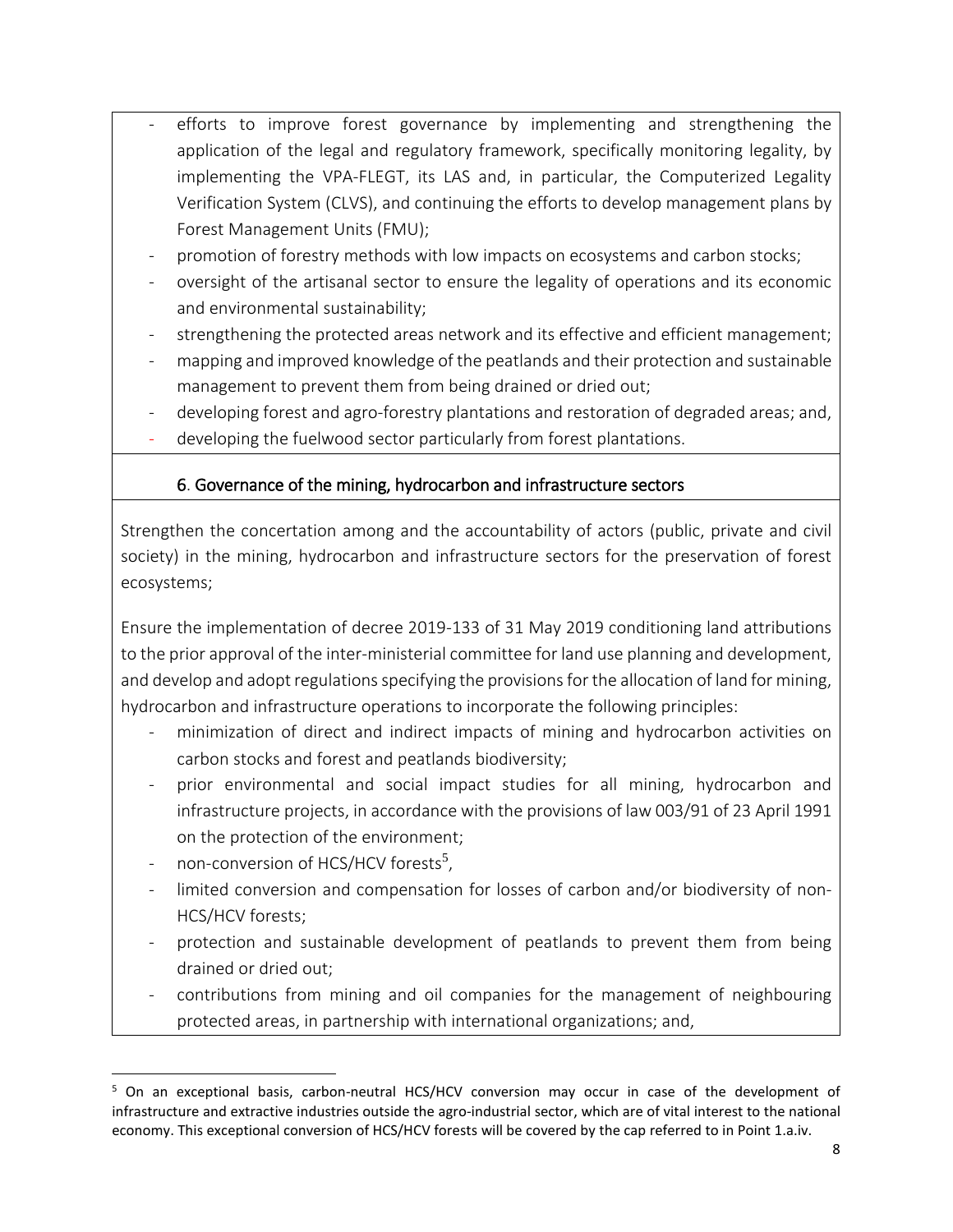- efforts to improve forest governance by implementing and strengthening the application of the legal and regulatory framework, specifically monitoring legality, by implementing the VPA-FLEGT, its LAS and, in particular, the Computerized Legality Verification System (CLVS), and continuing the efforts to develop management plans by Forest Management Units (FMU);
- promotion of forestry methods with low impacts on ecosystems and carbon stocks;
- oversight of the artisanal sector to ensure the legality of operations and its economic and environmental sustainability;
- strengthening the protected areas network and its effective and efficient management;
- mapping and improved knowledge of the peatlands and their protection and sustainable management to prevent them from being drained or dried out;
- developing forest and agro-forestry plantations and restoration of degraded areas; and,
- developing the fuelwood sector particularly from forest plantations.

## 6. Governance of the mining, hydrocarbon and infrastructure sectors

Strengthen the concertation among and the accountability of actors (public, private and civil society) in the mining, hydrocarbon and infrastructure sectors for the preservation of forest ecosystems;

Ensure the implementation of decree 2019-133 of 31 May 2019 conditioning land attributions to the prior approval of the inter-ministerial committee for land use planning and development, and develop and adopt regulations specifying the provisions for the allocation of land for mining, hydrocarbon and infrastructure operations to incorporate the following principles:

- minimization of direct and indirect impacts of mining and hydrocarbon activities on carbon stocks and forest and peatlands biodiversity;
- prior environmental and social impact studies for all mining, hydrocarbon and infrastructure projects, in accordance with the provisions of law 003/91 of 23 April 1991 on the protection of the environment;
- non-conversion of HCS/HCV forests[5],
- limited conversion and compensation for losses of carbon and/or biodiversity of non-HCS/HCV forests;
- protection and sustainable development of peatlands to prevent them from being drained or dried out;
- contributions from mining and oil companies for the management of neighbouring protected areas, in partnership with international organizations; and,

[5] On an exceptional basis, carbon-neutral HCS/HCV conversion may occur in case of the development of infrastructure and extractive industries outside the agro-industrial sector, which are of vital interest to the national economy. This exceptional conversion of HCS/HCV forests will be covered by the cap referred to in Point 1.a.iv.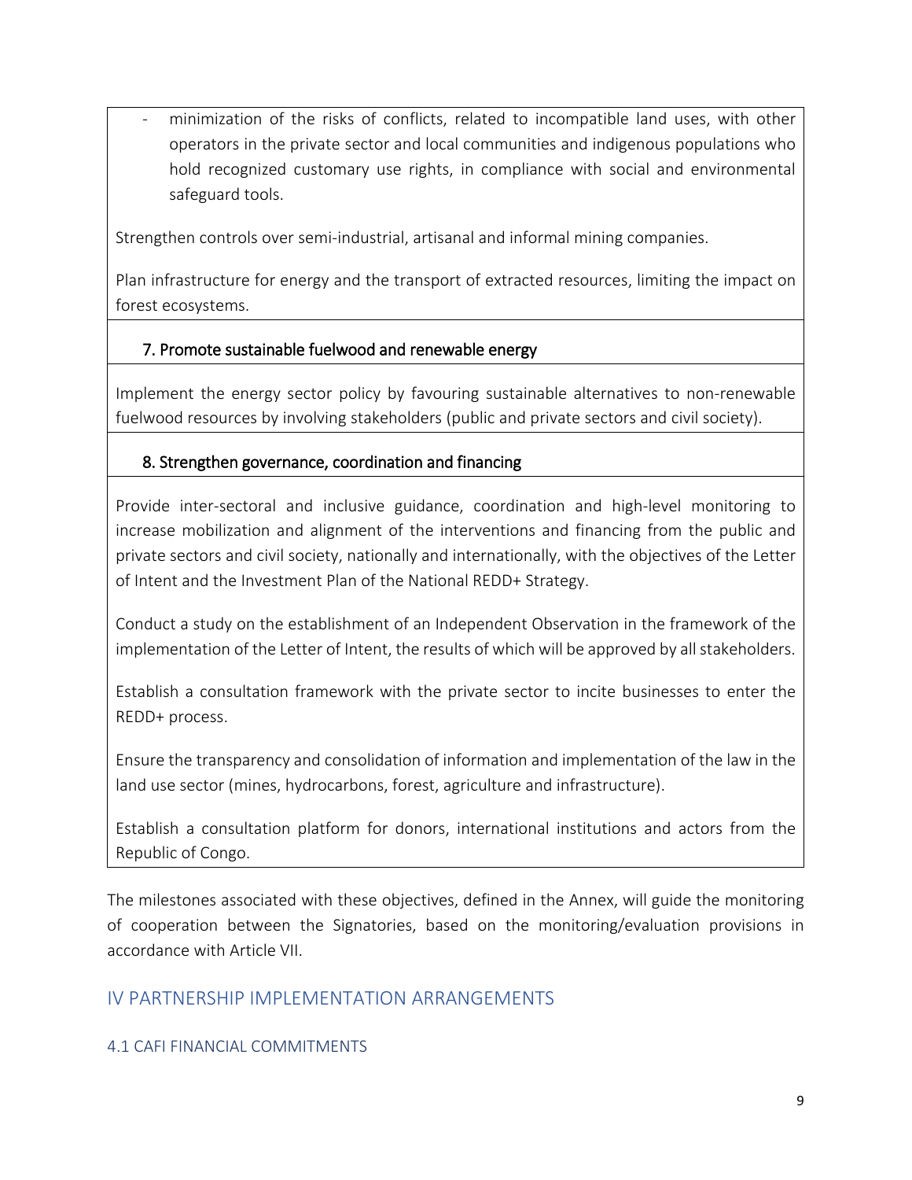- minimization of the risks of conflicts, related to incompatible land uses, with other operators in the private sector and local communities and indigenous populations who hold recognized customary use rights, in compliance with social and environmental safeguard tools.

Strengthen controls over semi-industrial, artisanal and informal mining companies.

Plan infrastructure for energy and the transport of extracted resources, limiting the impact on forest ecosystems.

7. Promote sustainable fuelwood and renewable energy

Implement the energy sector policy by favouring sustainable alternatives to non-renewable fuelwood resources by involving stakeholders (public and private sectors and civil society).

8. Strengthen governance, coordination and financing

Provide inter-sectoral and inclusive guidance, coordination and high-level monitoring to increase mobilization and alignment of the interventions and financing from the public and private sectors and civil society, nationally and internationally, with the objectives of the Letter of Intent and the Investment Plan of the National REDD+ Strategy.

Conduct a study on the establishment of an Independent Observation in the framework of the implementation of the Letter of Intent, the results of which will be approved by all stakeholders.

Establish a consultation framework with the private sector to incite businesses to enter the REDD+ process.

Ensure the transparency and consolidation of information and implementation of the law in the land use sector (mines, hydrocarbons, forest, agriculture and infrastructure).

Establish a consultation platform for donors, international institutions and actors from the Republic of Congo.

The milestones associated with these objectives, defined in the Annex, will guide the monitoring of cooperation between the Signatories, based on the monitoring/evaluation provisions in accordance with Article VII.

## IV PARTNERSHIP IMPLEMENTATION ARRANGEMENTS

### 4.1 CAFI FINANCIAL COMMITMENTS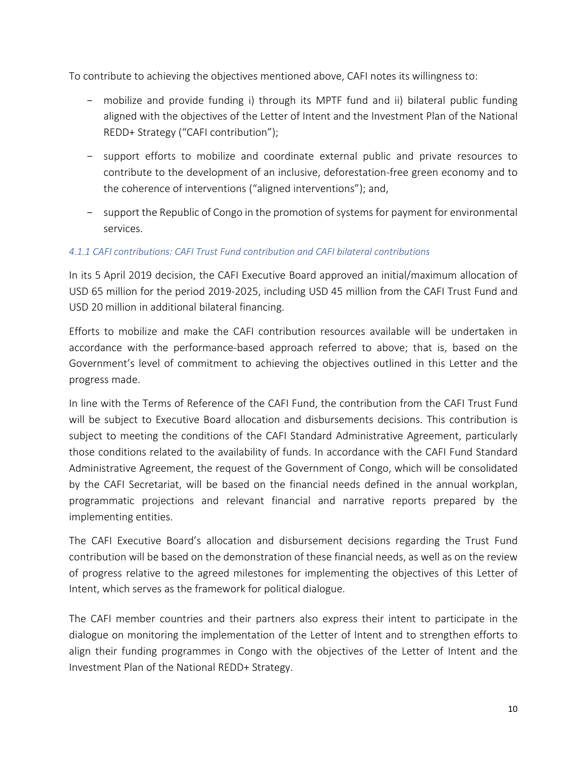To contribute to achieving the objectives mentioned above, CAFI notes its willingness to:

- mobilize and provide funding i) through its MPTF fund and ii) bilateral public funding aligned with the objectives of the Letter of Intent and the Investment Plan of the National REDD+ Strategy ("CAFI contribution");
- support efforts to mobilize and coordinate external public and private resources to contribute to the development of an inclusive, deforestation-free green economy and to the coherence of interventions ("aligned interventions"); and,
- support the Republic of Congo in the promotion of systems for payment for environmental services.

#### *4.1.1 CAFI contributions: CAFI Trust Fund contribution and CAFI bilateral contributions*

In its 5 April 2019 decision, the CAFI Executive Board approved an initial/maximum allocation of USD 65 million for the period 2019-2025, including USD 45 million from the CAFI Trust Fund and USD 20 million in additional bilateral financing.

Efforts to mobilize and make the CAFI contribution resources available will be undertaken in accordance with the performance-based approach referred to above; that is, based on the Government's level of commitment to achieving the objectives outlined in this Letter and the progress made.

In line with the Terms of Reference of the CAFI Fund, the contribution from the CAFI Trust Fund will be subject to Executive Board allocation and disbursements decisions. This contribution is subject to meeting the conditions of the CAFI Standard Administrative Agreement, particularly those conditions related to the availability of funds. In accordance with the CAFI Fund Standard Administrative Agreement, the request of the Government of Congo, which will be consolidated by the CAFI Secretariat, will be based on the financial needs defined in the annual workplan, programmatic projections and relevant financial and narrative reports prepared by the implementing entities.

The CAFI Executive Board's allocation and disbursement decisions regarding the Trust Fund contribution will be based on the demonstration of these financial needs, as well as on the review of progress relative to the agreed milestones for implementing the objectives of this Letter of Intent, which serves as the framework for political dialogue.

The CAFI member countries and their partners also express their intent to participate in the dialogue on monitoring the implementation of the Letter of Intent and to strengthen efforts to align their funding programmes in Congo with the objectives of the Letter of Intent and the Investment Plan of the National REDD+ Strategy.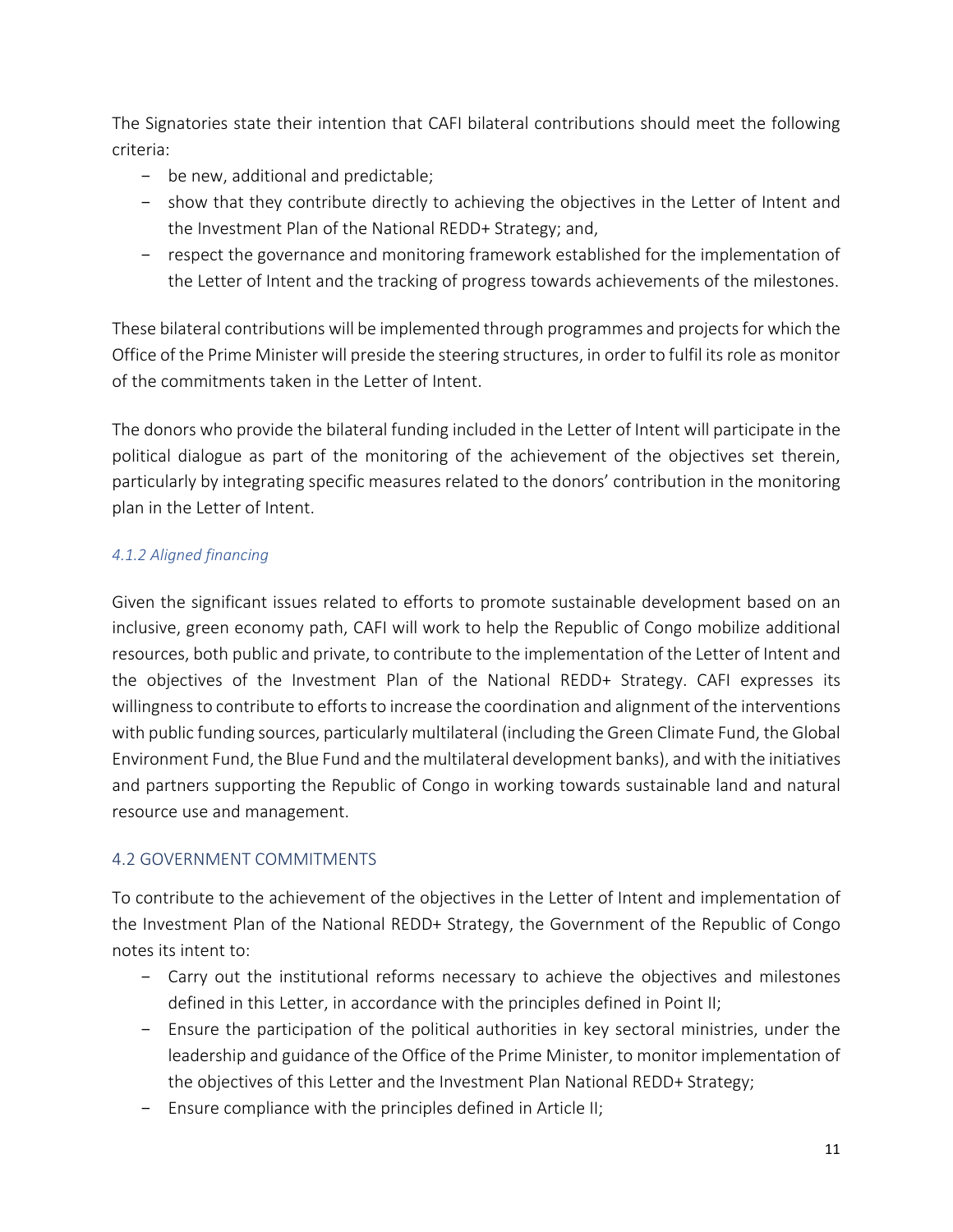The Signatories state their intention that CAFI bilateral contributions should meet the following criteria:

- be new, additional and predictable;
- show that they contribute directly to achieving the objectives in the Letter of Intent and the Investment Plan of the National REDD+ Strategy; and,
- respect the governance and monitoring framework established for the implementation of the Letter of Intent and the tracking of progress towards achievements of the milestones.

These bilateral contributions will be implemented through programmes and projects for which the Office of the Prime Minister will preside the steering structures, in order to fulfil its role as monitor of the commitments taken in the Letter of Intent.

The donors who provide the bilateral funding included in the Letter of Intent will participate in the political dialogue as part of the monitoring of the achievement of the objectives set therein, particularly by integrating specific measures related to the donors' contribution in the monitoring plan in the Letter of Intent.

#### *4.1.2 Aligned financing*

Given the significant issues related to efforts to promote sustainable development based on an inclusive, green economy path, CAFI will work to help the Republic of Congo mobilize additional resources, both public and private, to contribute to the implementation of the Letter of Intent and the objectives of the Investment Plan of the National REDD+ Strategy. CAFI expresses its willingness to contribute to efforts to increase the coordination and alignment of the interventions with public funding sources, particularly multilateral (including the Green Climate Fund, the Global Environment Fund, the Blue Fund and the multilateral development banks), and with the initiatives and partners supporting the Republic of Congo in working towards sustainable land and natural resource use and management.

### 4.2 GOVERNMENT COMMITMENTS

To contribute to the achievement of the objectives in the Letter of Intent and implementation of the Investment Plan of the National REDD+ Strategy, the Government of the Republic of Congo notes its intent to:

- Carry out the institutional reforms necessary to achieve the objectives and milestones defined in this Letter, in accordance with the principles defined in Point II;
- Ensure the participation of the political authorities in key sectoral ministries, under the leadership and guidance of the Office of the Prime Minister, to monitor implementation of the objectives of this Letter and the Investment Plan National REDD+ Strategy;
- Ensure compliance with the principles defined in Article II;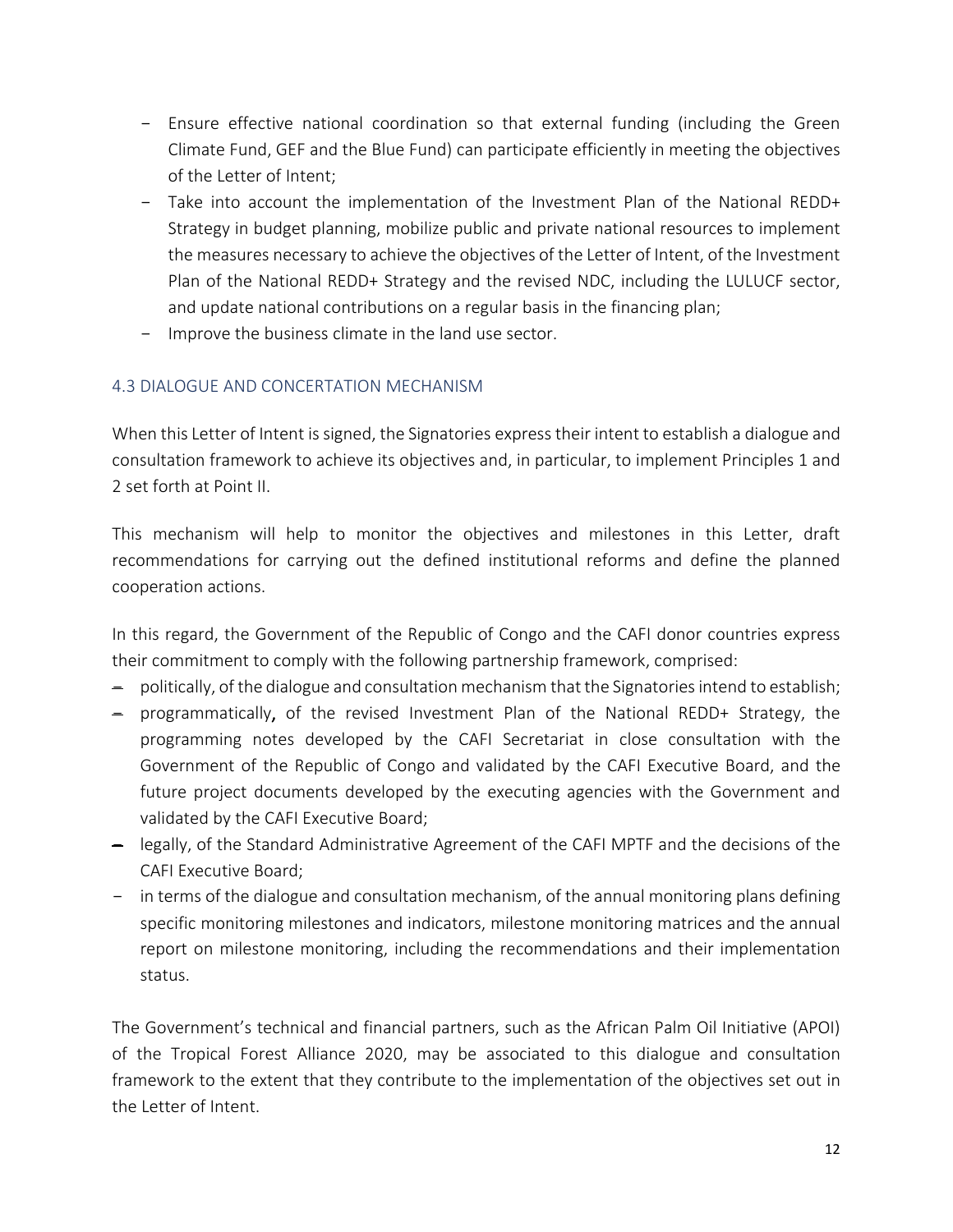- Ensure effective national coordination so that external funding (including the Green Climate Fund, GEF and the Blue Fund) can participate efficiently in meeting the objectives of the Letter of Intent;
- Take into account the implementation of the Investment Plan of the National REDD+ Strategy in budget planning, mobilize public and private national resources to implement the measures necessary to achieve the objectives of the Letter of Intent, of the Investment Plan of the National REDD+ Strategy and the revised NDC, including the LULUCF sector, and update national contributions on a regular basis in the financing plan;
- Improve the business climate in the land use sector.

### 4.3 DIALOGUE AND CONCERTATION MECHANISM

When this Letter of Intent is signed, the Signatories express their intent to establish a dialogue and consultation framework to achieve its objectives and, in particular, to implement Principles 1 and 2 set forth at Point II.

This mechanism will help to monitor the objectives and milestones in this Letter, draft recommendations for carrying out the defined institutional reforms and define the planned cooperation actions.

In this regard, the Government of the Republic of Congo and the CAFI donor countries express their commitment to comply with the following partnership framework, comprised:

- politically, of the dialogue and consultation mechanism that the Signatories intend to establish;
- programmatically, of the revised Investment Plan of the National REDD+ Strategy, the programming notes developed by the CAFI Secretariat in close consultation with the Government of the Republic of Congo and validated by the CAFI Executive Board, and the future project documents developed by the executing agencies with the Government and validated by the CAFI Executive Board;
- legally, of the Standard Administrative Agreement of the CAFI MPTF and the decisions of the CAFI Executive Board;
- in terms of the dialogue and consultation mechanism, of the annual monitoring plans defining specific monitoring milestones and indicators, milestone monitoring matrices and the annual report on milestone monitoring, including the recommendations and their implementation status.

The Government's technical and financial partners, such as the African Palm Oil Initiative (APOI) of the Tropical Forest Alliance 2020, may be associated to this dialogue and consultation framework to the extent that they contribute to the implementation of the objectives set out in the Letter of Intent.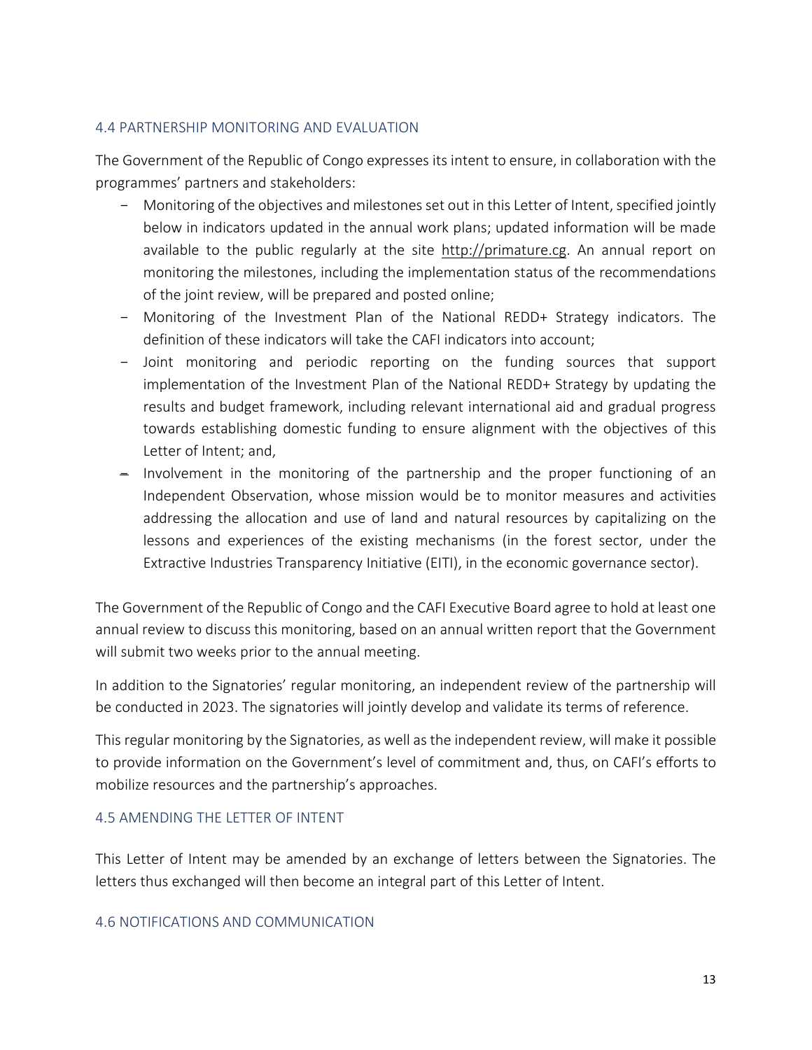### 4.4 PARTNERSHIP MONITORING AND EVALUATION

The Government of the Republic of Congo expresses its intent to ensure, in collaboration with the programmes' partners and stakeholders:

- Monitoring of the objectives and milestones set out in this Letter of Intent, specified jointly below in indicators updated in the annual work plans; updated information will be made available to the public regularly at the site http://primature.cg. An annual report on monitoring the milestones, including the implementation status of the recommendations of the joint review, will be prepared and posted online;
- Monitoring of the Investment Plan of the National REDD+ Strategy indicators. The definition of these indicators will take the CAFI indicators into account;
- Joint monitoring and periodic reporting on the funding sources that support implementation of the Investment Plan of the National REDD+ Strategy by updating the results and budget framework, including relevant international aid and gradual progress towards establishing domestic funding to ensure alignment with the objectives of this Letter of Intent; and,
- Involvement in the monitoring of the partnership and the proper functioning of an Independent Observation, whose mission would be to monitor measures and activities addressing the allocation and use of land and natural resources by capitalizing on the lessons and experiences of the existing mechanisms (in the forest sector, under the Extractive Industries Transparency Initiative (EITI), in the economic governance sector).

The Government of the Republic of Congo and the CAFI Executive Board agree to hold at least one annual review to discuss this monitoring, based on an annual written report that the Government will submit two weeks prior to the annual meeting.

In addition to the Signatories' regular monitoring, an independent review of the partnership will be conducted in 2023. The signatories will jointly develop and validate its terms of reference.

This regular monitoring by the Signatories, as well as the independent review, will make it possible to provide information on the Government's level of commitment and, thus, on CAFI's efforts to mobilize resources and the partnership's approaches.

### 4.5 AMENDING THE LETTER OF INTENT

This Letter of Intent may be amended by an exchange of letters between the Signatories. The letters thus exchanged will then become an integral part of this Letter of Intent.

### 4.6 NOTIFICATIONS AND COMMUNICATION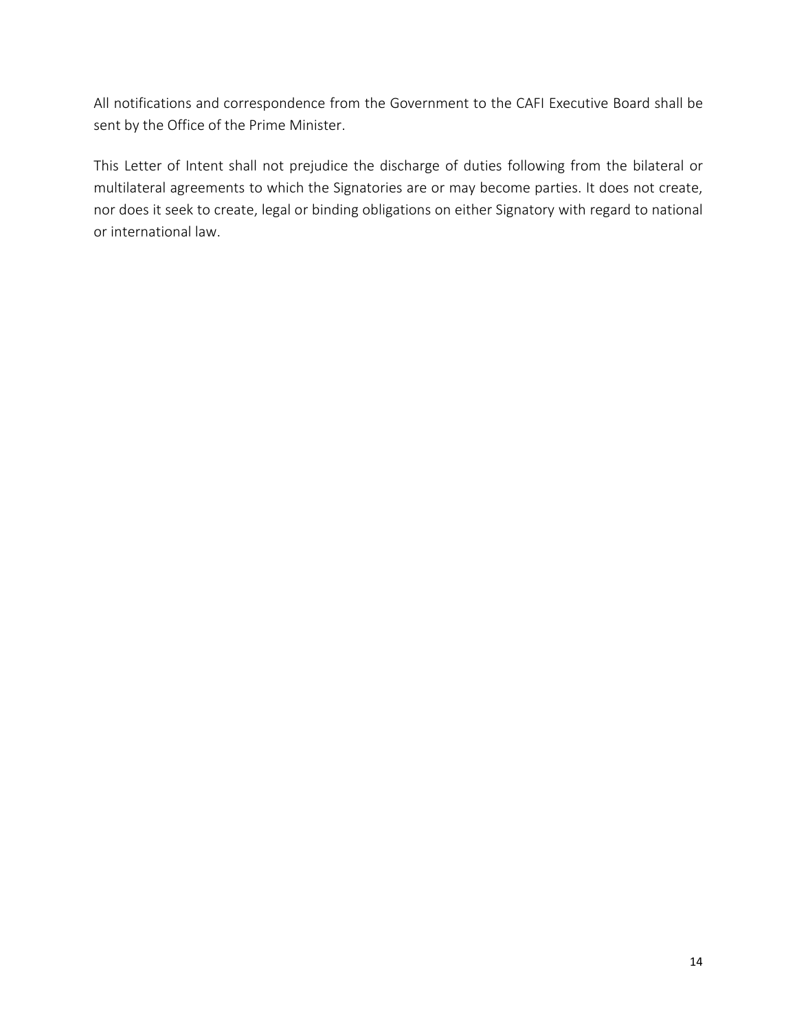All notifications and correspondence from the Government to the CAFI Executive Board shall be sent by the Office of the Prime Minister.

This Letter of Intent shall not prejudice the discharge of duties following from the bilateral or multilateral agreements to which the Signatories are or may become parties. It does not create, nor does it seek to create, legal or binding obligations on either Signatory with regard to national or international law.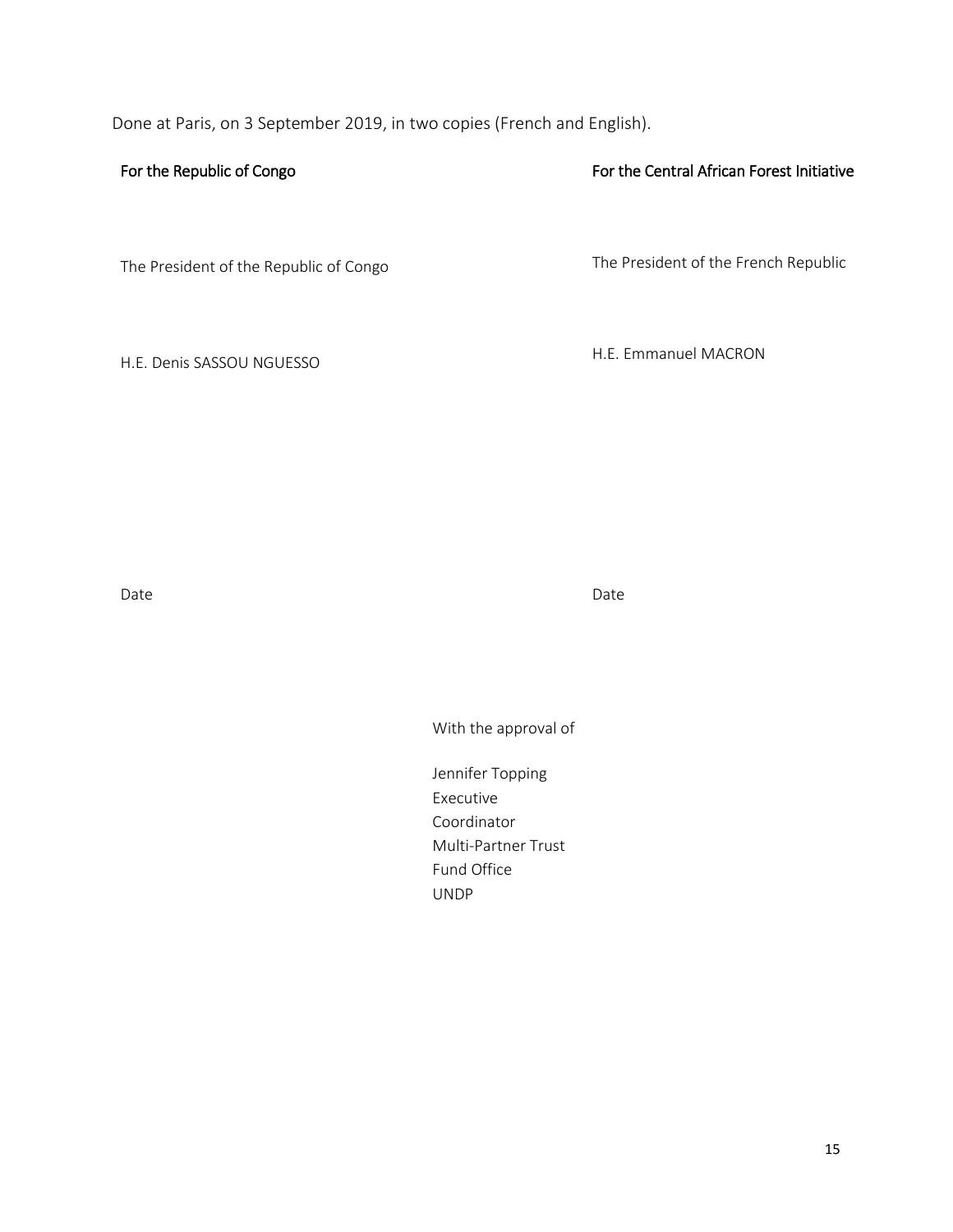Done at Paris, on 3 September 2019, in two copies (French and English).

For the Republic of Congo

The President of the Republic of Congo

H.E. Denis SASSOU NGUESSO

Date

For the Central African Forest Initiative

The President of the French Republic

H.E. Emmanuel MACRON

Date

With the approval of

Jennifer Topping
Executive
Coordinator
Multi-Partner Trust
Fund Office
UNDP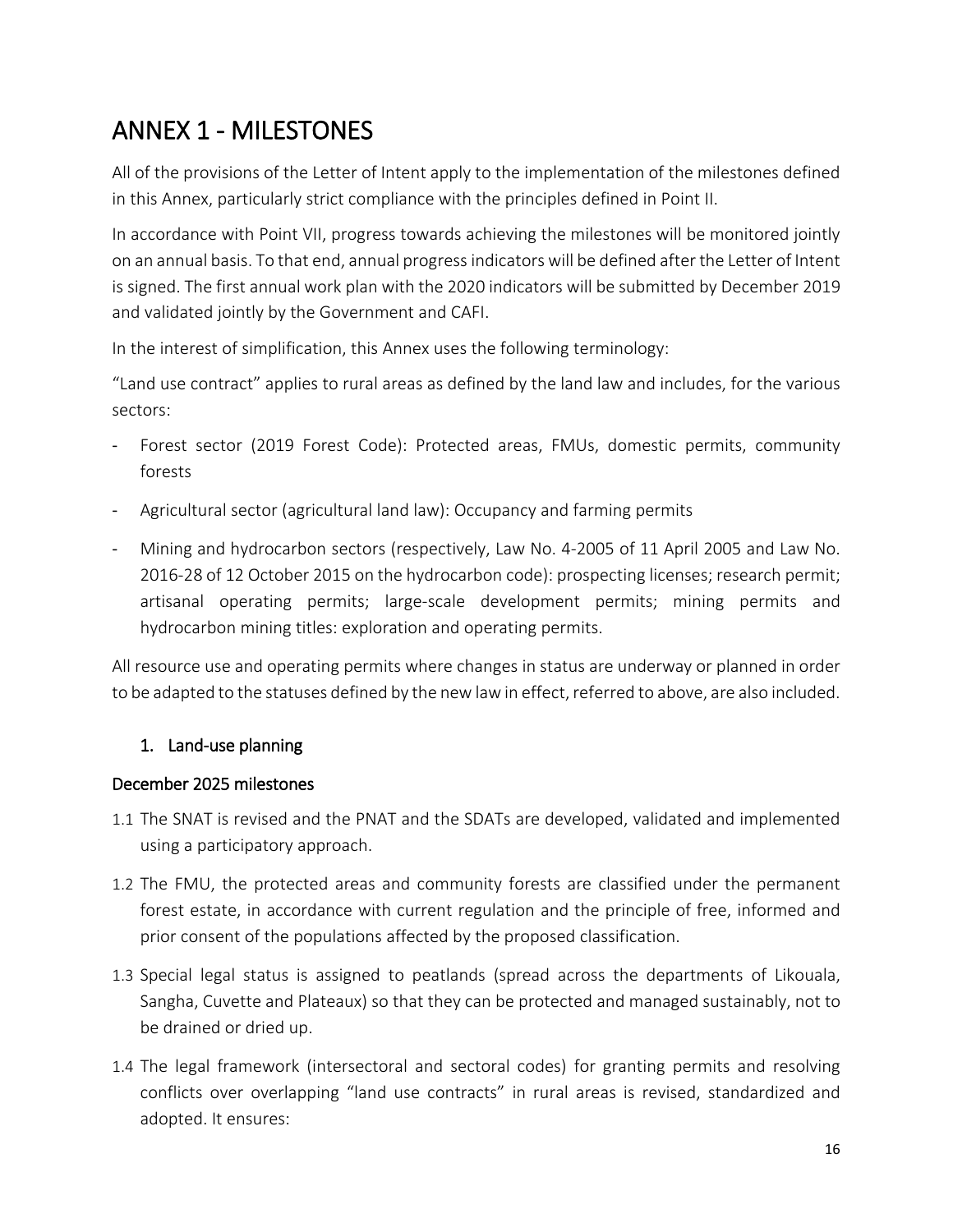# ANNEX 1 - MILESTONES

All of the provisions of the Letter of Intent apply to the implementation of the milestones defined in this Annex, particularly strict compliance with the principles defined in Point II.

In accordance with Point VII, progress towards achieving the milestones will be monitored jointly on an annual basis. To that end, annual progress indicators will be defined after the Letter of Intent is signed. The first annual work plan with the 2020 indicators will be submitted by December 2019 and validated jointly by the Government and CAFI.

In the interest of simplification, this Annex uses the following terminology:

"Land use contract" applies to rural areas as defined by the land law and includes, for the various sectors:

- Forest sector (2019 Forest Code): Protected areas, FMUs, domestic permits, community forests
- Agricultural sector (agricultural land law): Occupancy and farming permits
- Mining and hydrocarbon sectors (respectively, Law No. 4-2005 of 11 April 2005 and Law No. 2016-28 of 12 October 2015 on the hydrocarbon code): prospecting licenses; research permit; artisanal operating permits; large-scale development permits; mining permits and hydrocarbon mining titles: exploration and operating permits.

All resource use and operating permits where changes in status are underway or planned in order to be adapted to the statuses defined by the new law in effect, referred to above, are also included.

## 1. Land-use planning

### December 2025 milestones

1.1 The SNAT is revised and the PNAT and the SDATs are developed, validated and implemented using a participatory approach.

1.2 The FMU, the protected areas and community forests are classified under the permanent forest estate, in accordance with current regulation and the principle of free, informed and prior consent of the populations affected by the proposed classification.

1.3 Special legal status is assigned to peatlands (spread across the departments of Likouala, Sangha, Cuvette and Plateaux) so that they can be protected and managed sustainably, not to be drained or dried up.

1.4 The legal framework (intersectoral and sectoral codes) for granting permits and resolving conflicts over overlapping "land use contracts" in rural areas is revised, standardized and adopted. It ensures: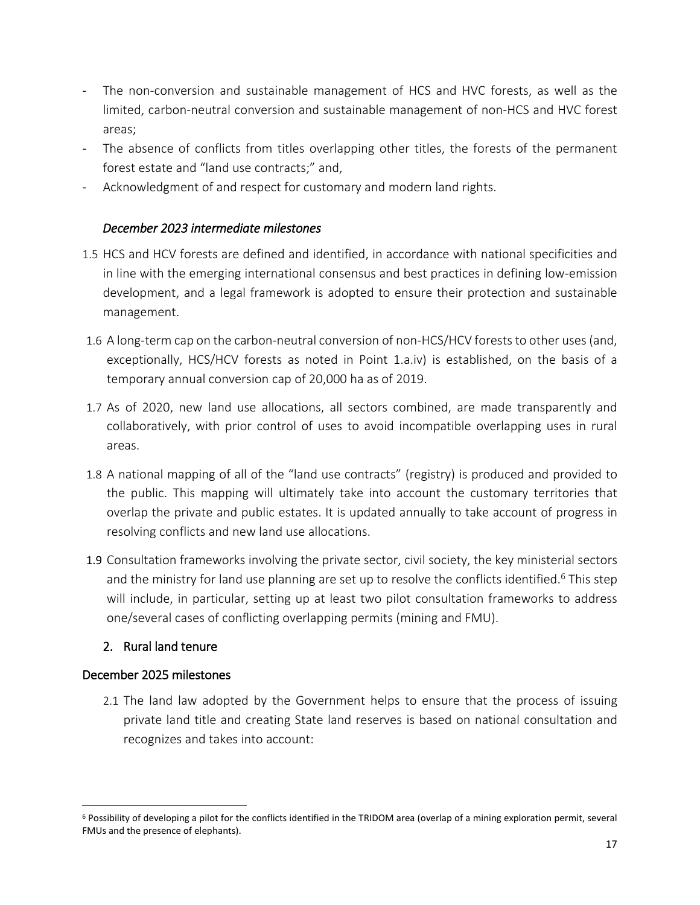- The non-conversion and sustainable management of HCS and HVC forests, as well as the limited, carbon-neutral conversion and sustainable management of non-HCS and HVC forest areas;
- The absence of conflicts from titles overlapping other titles, the forests of the permanent forest estate and "land use contracts;" and,
- Acknowledgment of and respect for customary and modern land rights.

*December 2023 intermediate milestones*

1.5 HCS and HCV forests are defined and identified, in accordance with national specificities and in line with the emerging international consensus and best practices in defining low-emission development, and a legal framework is adopted to ensure their protection and sustainable management.

1.6 A long-term cap on the carbon-neutral conversion of non-HCS/HCV forests to other uses (and, exceptionally, HCS/HCV forests as noted in Point 1.a.iv) is established, on the basis of a temporary annual conversion cap of 20,000 ha as of 2019.

1.7 As of 2020, new land use allocations, all sectors combined, are made transparently and collaboratively, with prior control of uses to avoid incompatible overlapping uses in rural areas.

1.8 A national mapping of all of the "land use contracts" (registry) is produced and provided to the public. This mapping will ultimately take into account the customary territories that overlap the private and public estates. It is updated annually to take account of progress in resolving conflicts and new land use allocations.

1.9 Consultation frameworks involving the private sector, civil society, the key ministerial sectors and the ministry for land use planning are set up to resolve the conflicts identified.[6] This step will include, in particular, setting up at least two pilot consultation frameworks to address one/several cases of conflicting overlapping permits (mining and FMU).

2. Rural land tenure

December 2025 milestones

2.1 The land law adopted by the Government helps to ensure that the process of issuing private land title and creating State land reserves is based on national consultation and recognizes and takes into account:

[6] Possibility of developing a pilot for the conflicts identified in the TRIDOM area (overlap of a mining exploration permit, several FMUs and the presence of elephants).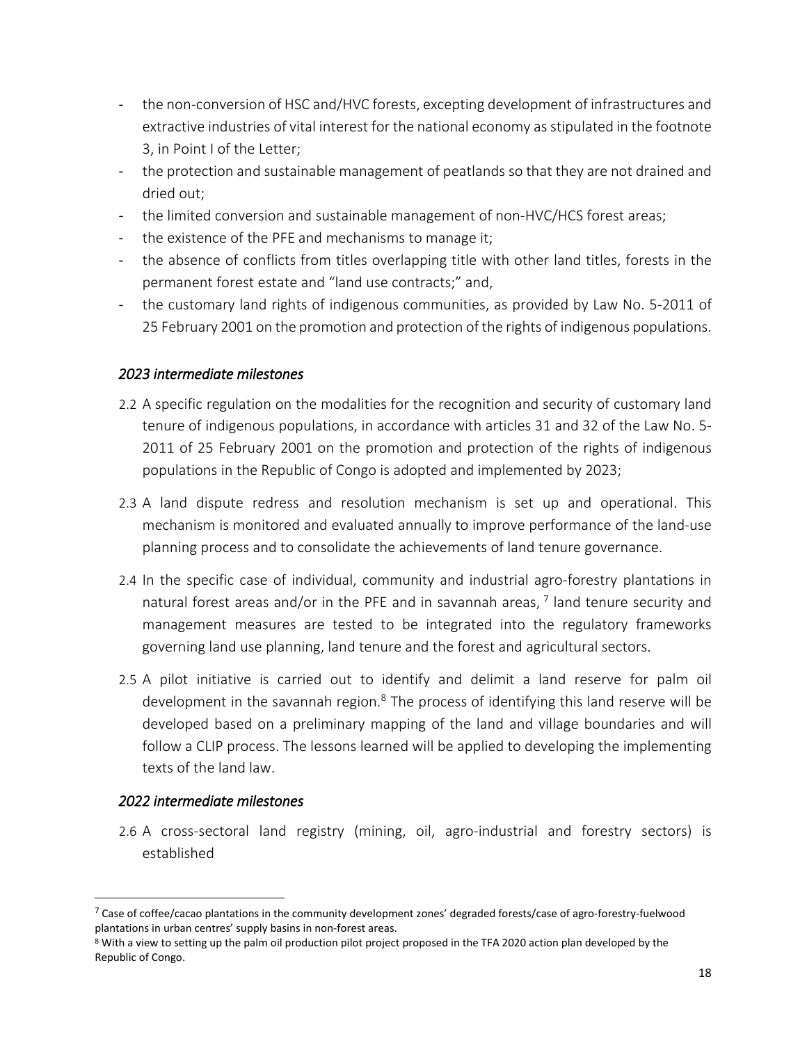- the non-conversion of HSC and/HVC forests, excepting development of infrastructures and extractive industries of vital interest for the national economy as stipulated in the footnote 3, in Point I of the Letter;
- the protection and sustainable management of peatlands so that they are not drained and dried out;
- the limited conversion and sustainable management of non-HVC/HCS forest areas;
- the existence of the PFE and mechanisms to manage it;
- the absence of conflicts from titles overlapping title with other land titles, forests in the permanent forest estate and "land use contracts;" and,
- the customary land rights of indigenous communities, as provided by Law No. 5-2011 of 25 February 2001 on the promotion and protection of the rights of indigenous populations.

### *2023 intermediate milestones*

2.2 A specific regulation on the modalities for the recognition and security of customary land tenure of indigenous populations, in accordance with articles 31 and 32 of the Law No. 5-2011 of 25 February 2001 on the promotion and protection of the rights of indigenous populations in the Republic of Congo is adopted and implemented by 2023;

2.3 A land dispute redress and resolution mechanism is set up and operational. This mechanism is monitored and evaluated annually to improve performance of the land-use planning process and to consolidate the achievements of land tenure governance.

2.4 In the specific case of individual, community and industrial agro-forestry plantations in natural forest areas and/or in the PFE and in savannah areas, [7] land tenure security and management measures are tested to be integrated into the regulatory frameworks governing land use planning, land tenure and the forest and agricultural sectors.

2.5 A pilot initiative is carried out to identify and delimit a land reserve for palm oil development in the savannah region.[8] The process of identifying this land reserve will be developed based on a preliminary mapping of the land and village boundaries and will follow a CLIP process. The lessons learned will be applied to developing the implementing texts of the land law.

### *2022 intermediate milestones*

2.6 A cross-sectoral land registry (mining, oil, agro-industrial and forestry sectors) is established

---

[7] Case of coffee/cacao plantations in the community development zones' degraded forests/case of agro-forestry-fuelwood plantations in urban centres' supply basins in non-forest areas.

[8] With a view to setting up the palm oil production pilot project proposed in the TFA 2020 action plan developed by the Republic of Congo.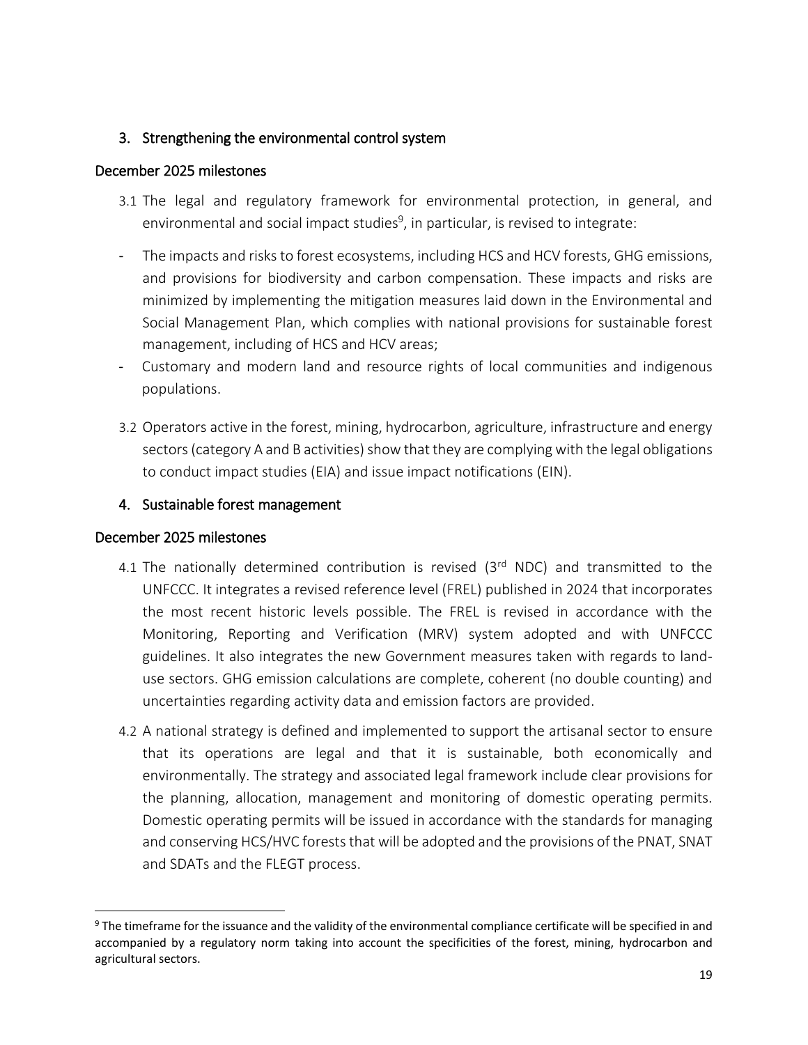## 3. Strengthening the environmental control system

### December 2025 milestones

3.1 The legal and regulatory framework for environmental protection, in general, and environmental and social impact studies[9], in particular, is revised to integrate:

- The impacts and risks to forest ecosystems, including HCS and HCV forests, GHG emissions, and provisions for biodiversity and carbon compensation. These impacts and risks are minimized by implementing the mitigation measures laid down in the Environmental and Social Management Plan, which complies with national provisions for sustainable forest management, including of HCS and HCV areas;
- Customary and modern land and resource rights of local communities and indigenous populations.

3.2 Operators active in the forest, mining, hydrocarbon, agriculture, infrastructure and energy sectors (category A and B activities) show that they are complying with the legal obligations to conduct impact studies (EIA) and issue impact notifications (EIN).

## 4. Sustainable forest management

### December 2025 milestones

4.1 The nationally determined contribution is revised (3rd NDC) and transmitted to the UNFCCC. It integrates a revised reference level (FREL) published in 2024 that incorporates the most recent historic levels possible. The FREL is revised in accordance with the Monitoring, Reporting and Verification (MRV) system adopted and with UNFCCC guidelines. It also integrates the new Government measures taken with regards to land-use sectors. GHG emission calculations are complete, coherent (no double counting) and uncertainties regarding activity data and emission factors are provided.

4.2 A national strategy is defined and implemented to support the artisanal sector to ensure that its operations are legal and that it is sustainable, both economically and environmentally. The strategy and associated legal framework include clear provisions for the planning, allocation, management and monitoring of domestic operating permits. Domestic operating permits will be issued in accordance with the standards for managing and conserving HCS/HVC forests that will be adopted and the provisions of the PNAT, SNAT and SDATs and the FLEGT process.

[9] The timeframe for the issuance and the validity of the environmental compliance certificate will be specified in and accompanied by a regulatory norm taking into account the specificities of the forest, mining, hydrocarbon and agricultural sectors.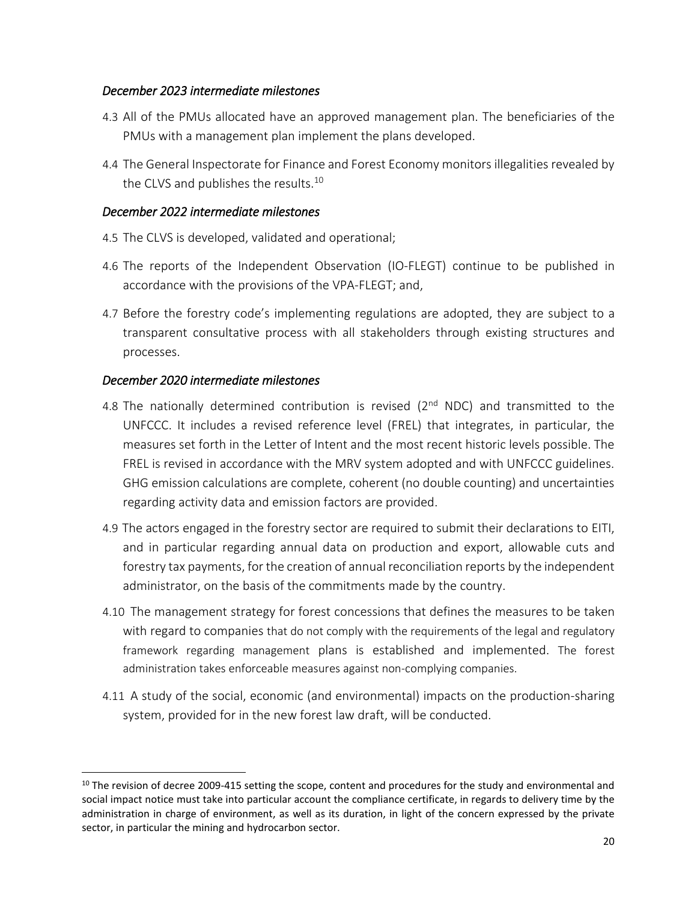*December 2023 intermediate milestones*

4.3 All of the PMUs allocated have an approved management plan. The beneficiaries of the PMUs with a management plan implement the plans developed.

4.4 The General Inspectorate for Finance and Forest Economy monitors illegalities revealed by the CLVS and publishes the results.[10]

*December 2022 intermediate milestones*

4.5 The CLVS is developed, validated and operational;

4.6 The reports of the Independent Observation (IO-FLEGT) continue to be published in accordance with the provisions of the VPA-FLEGT; and,

4.7 Before the forestry code's implementing regulations are adopted, they are subject to a transparent consultative process with all stakeholders through existing structures and processes.

*December 2020 intermediate milestones*

4.8 The nationally determined contribution is revised (2nd NDC) and transmitted to the UNFCCC. It includes a revised reference level (FREL) that integrates, in particular, the measures set forth in the Letter of Intent and the most recent historic levels possible. The FREL is revised in accordance with the MRV system adopted and with UNFCCC guidelines. GHG emission calculations are complete, coherent (no double counting) and uncertainties regarding activity data and emission factors are provided.

4.9 The actors engaged in the forestry sector are required to submit their declarations to EITI, and in particular regarding annual data on production and export, allowable cuts and forestry tax payments, for the creation of annual reconciliation reports by the independent administrator, on the basis of the commitments made by the country.

4.10 The management strategy for forest concessions that defines the measures to be taken with regard to companies that do not comply with the requirements of the legal and regulatory framework regarding management plans is established and implemented. The forest administration takes enforceable measures against non-complying companies.

4.11 A study of the social, economic (and environmental) impacts on the production-sharing system, provided for in the new forest law draft, will be conducted.

[10] The revision of decree 2009-415 setting the scope, content and procedures for the study and environmental and social impact notice must take into particular account the compliance certificate, in regards to delivery time by the administration in charge of environment, as well as its duration, in light of the concern expressed by the private sector, in particular the mining and hydrocarbon sector.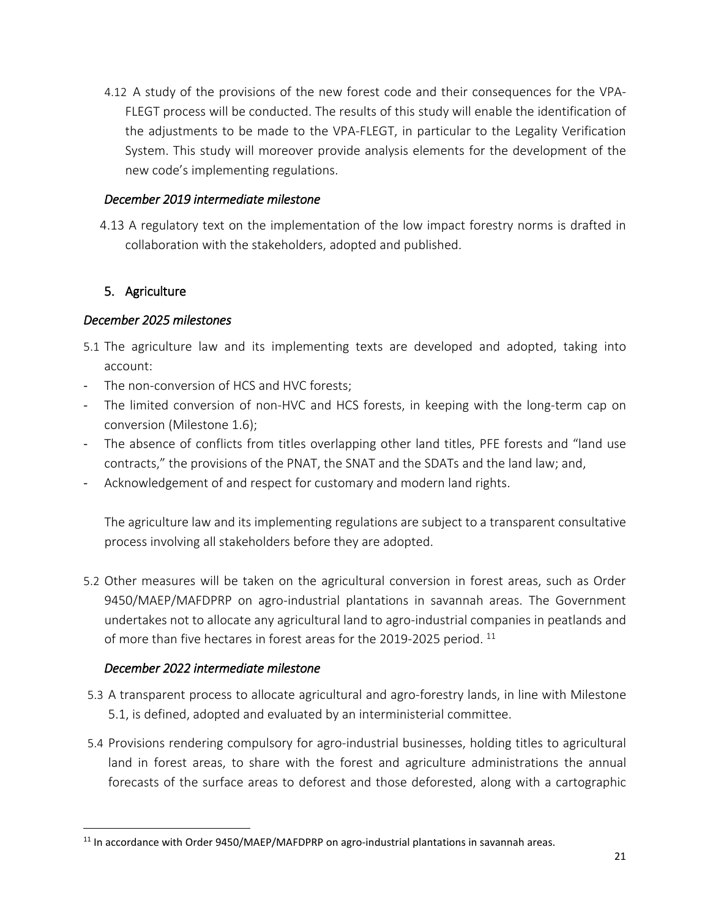4.12 A study of the provisions of the new forest code and their consequences for the VPA-FLEGT process will be conducted. The results of this study will enable the identification of the adjustments to be made to the VPA-FLEGT, in particular to the Legality Verification System. This study will moreover provide analysis elements for the development of the new code's implementing regulations.

*December 2019 intermediate milestone*

4.13 A regulatory text on the implementation of the low impact forestry norms is drafted in collaboration with the stakeholders, adopted and published.

## 5. Agriculture

*December 2025 milestones*

5.1 The agriculture law and its implementing texts are developed and adopted, taking into account:

- The non-conversion of HCS and HVC forests;
- The limited conversion of non-HVC and HCS forests, in keeping with the long-term cap on conversion (Milestone 1.6);
- The absence of conflicts from titles overlapping other land titles, PFE forests and "land use contracts," the provisions of the PNAT, the SNAT and the SDATs and the land law; and,
- Acknowledgement of and respect for customary and modern land rights.

The agriculture law and its implementing regulations are subject to a transparent consultative process involving all stakeholders before they are adopted.

5.2 Other measures will be taken on the agricultural conversion in forest areas, such as Order 9450/MAEP/MAFDPRP on agro-industrial plantations in savannah areas. The Government undertakes not to allocate any agricultural land to agro-industrial companies in peatlands and of more than five hectares in forest areas for the 2019-2025 period. [11]

*December 2022 intermediate milestone*

5.3 A transparent process to allocate agricultural and agro-forestry lands, in line with Milestone 5.1, is defined, adopted and evaluated by an interministerial committee.

5.4 Provisions rendering compulsory for agro-industrial businesses, holding titles to agricultural land in forest areas, to share with the forest and agriculture administrations the annual forecasts of the surface areas to deforest and those deforested, along with a cartographic

[11] In accordance with Order 9450/MAEP/MAFDPRP on agro-industrial plantations in savannah areas.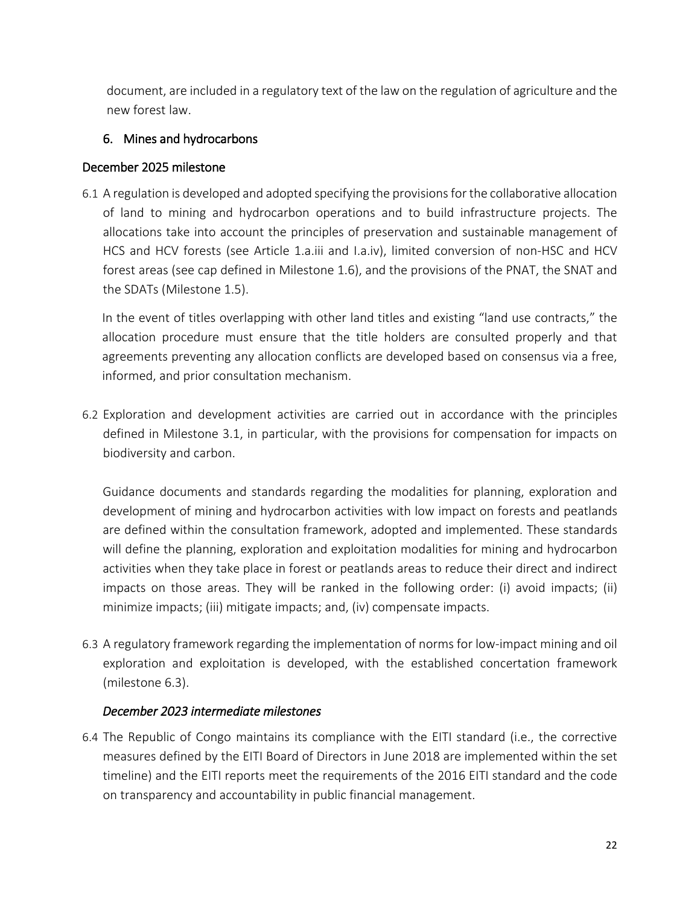document, are included in a regulatory text of the law on the regulation of agriculture and the new forest law.

## 6. Mines and hydrocarbons

### December 2025 milestone

6.1 A regulation is developed and adopted specifying the provisions for the collaborative allocation of land to mining and hydrocarbon operations and to build infrastructure projects. The allocations take into account the principles of preservation and sustainable management of HCS and HCV forests (see Article 1.a.iii and I.a.iv), limited conversion of non-HSC and HCV forest areas (see cap defined in Milestone 1.6), and the provisions of the PNAT, the SNAT and the SDATs (Milestone 1.5).

In the event of titles overlapping with other land titles and existing "land use contracts," the allocation procedure must ensure that the title holders are consulted properly and that agreements preventing any allocation conflicts are developed based on consensus via a free, informed, and prior consultation mechanism.

6.2 Exploration and development activities are carried out in accordance with the principles defined in Milestone 3.1, in particular, with the provisions for compensation for impacts on biodiversity and carbon.

Guidance documents and standards regarding the modalities for planning, exploration and development of mining and hydrocarbon activities with low impact on forests and peatlands are defined within the consultation framework, adopted and implemented. These standards will define the planning, exploration and exploitation modalities for mining and hydrocarbon activities when they take place in forest or peatlands areas to reduce their direct and indirect impacts on those areas. They will be ranked in the following order: (i) avoid impacts; (ii) minimize impacts; (iii) mitigate impacts; and, (iv) compensate impacts.

6.3 A regulatory framework regarding the implementation of norms for low-impact mining and oil exploration and exploitation is developed, with the established concertation framework (milestone 6.3).

### *December 2023 intermediate milestones*

6.4 The Republic of Congo maintains its compliance with the EITI standard (i.e., the corrective measures defined by the EITI Board of Directors in June 2018 are implemented within the set timeline) and the EITI reports meet the requirements of the 2016 EITI standard and the code on transparency and accountability in public financial management.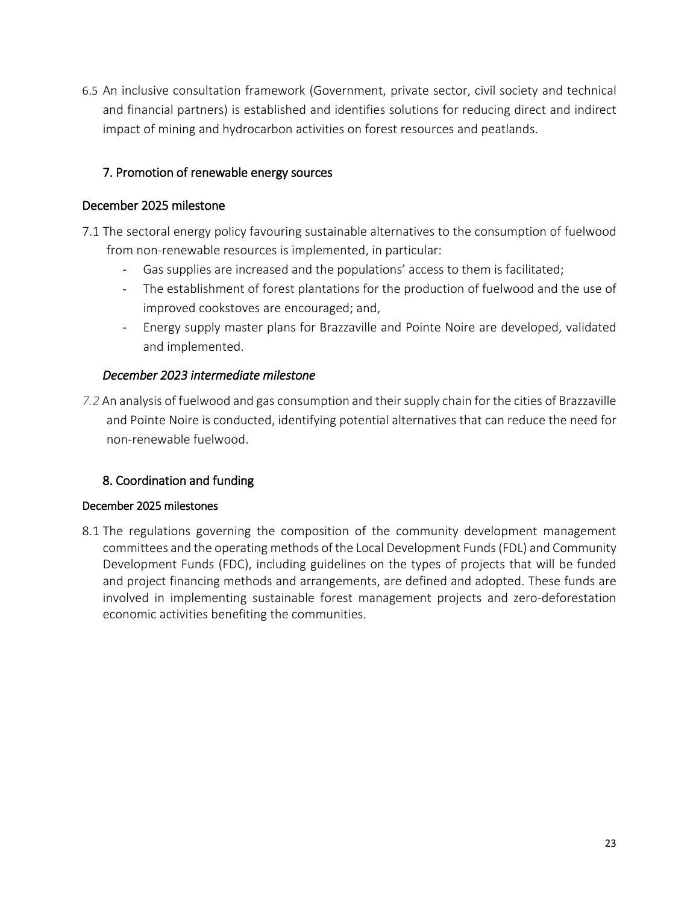6.5 An inclusive consultation framework (Government, private sector, civil society and technical and financial partners) is established and identifies solutions for reducing direct and indirect impact of mining and hydrocarbon activities on forest resources and peatlands.

## 7. Promotion of renewable energy sources

### December 2025 milestone

7.1 The sectoral energy policy favouring sustainable alternatives to the consumption of fuelwood from non-renewable resources is implemented, in particular:

- Gas supplies are increased and the populations' access to them is facilitated;
- The establishment of forest plantations for the production of fuelwood and the use of improved cookstoves are encouraged; and,
- Energy supply master plans for Brazzaville and Pointe Noire are developed, validated and implemented.

#### *December 2023 intermediate milestone*

*7.2* An analysis of fuelwood and gas consumption and their supply chain for the cities of Brazzaville and Pointe Noire is conducted, identifying potential alternatives that can reduce the need for non-renewable fuelwood.

## 8. Coordination and funding

### December 2025 milestones

8.1 The regulations governing the composition of the community development management committees and the operating methods of the Local Development Funds (FDL) and Community Development Funds (FDC), including guidelines on the types of projects that will be funded and project financing methods and arrangements, are defined and adopted. These funds are involved in implementing sustainable forest management projects and zero-deforestation economic activities benefiting the communities.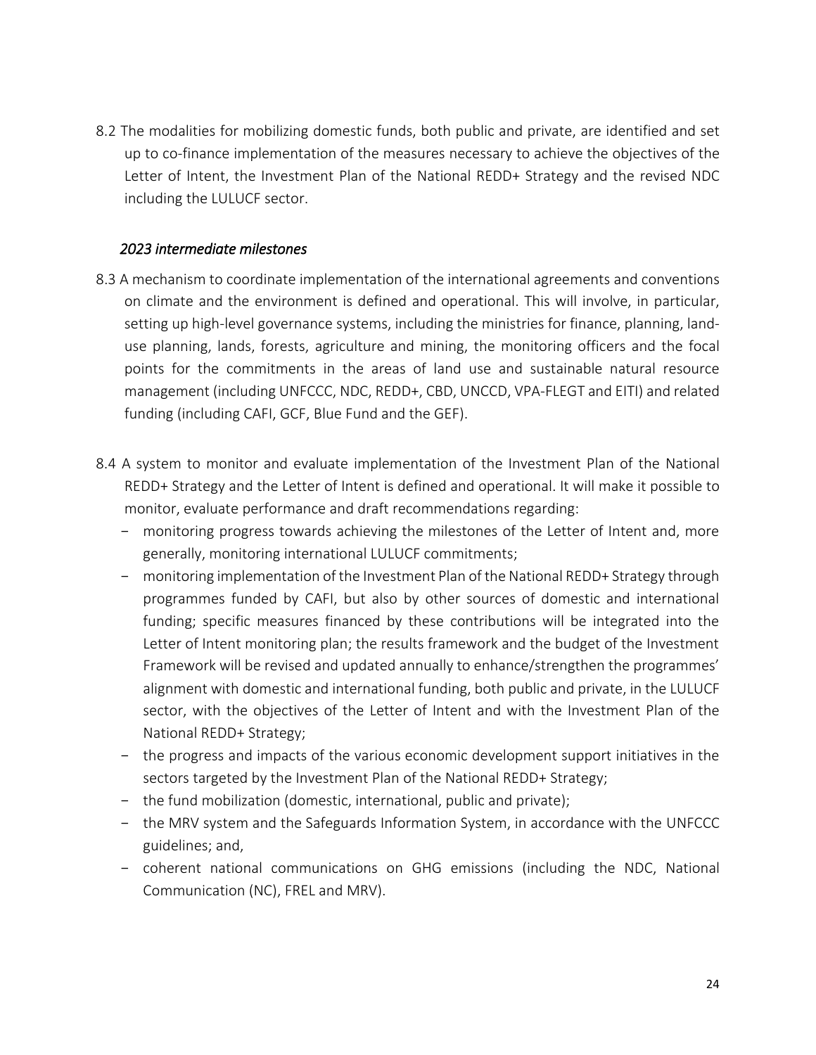8.2 The modalities for mobilizing domestic funds, both public and private, are identified and set up to co-finance implementation of the measures necessary to achieve the objectives of the Letter of Intent, the Investment Plan of the National REDD+ Strategy and the revised NDC including the LULUCF sector.

*2023 intermediate milestones*

8.3 A mechanism to coordinate implementation of the international agreements and conventions on climate and the environment is defined and operational. This will involve, in particular, setting up high-level governance systems, including the ministries for finance, planning, land-use planning, lands, forests, agriculture and mining, the monitoring officers and the focal points for the commitments in the areas of land use and sustainable natural resource management (including UNFCCC, NDC, REDD+, CBD, UNCCD, VPA-FLEGT and EITI) and related funding (including CAFI, GCF, Blue Fund and the GEF).

8.4 A system to monitor and evaluate implementation of the Investment Plan of the National REDD+ Strategy and the Letter of Intent is defined and operational. It will make it possible to monitor, evaluate performance and draft recommendations regarding:

- monitoring progress towards achieving the milestones of the Letter of Intent and, more generally, monitoring international LULUCF commitments;
- monitoring implementation of the Investment Plan of the National REDD+ Strategy through programmes funded by CAFI, but also by other sources of domestic and international funding; specific measures financed by these contributions will be integrated into the Letter of Intent monitoring plan; the results framework and the budget of the Investment Framework will be revised and updated annually to enhance/strengthen the programmes' alignment with domestic and international funding, both public and private, in the LULUCF sector, with the objectives of the Letter of Intent and with the Investment Plan of the National REDD+ Strategy;
- the progress and impacts of the various economic development support initiatives in the sectors targeted by the Investment Plan of the National REDD+ Strategy;
- the fund mobilization (domestic, international, public and private);
- the MRV system and the Safeguards Information System, in accordance with the UNFCCC guidelines; and,
- coherent national communications on GHG emissions (including the NDC, National Communication (NC), FREL and MRV).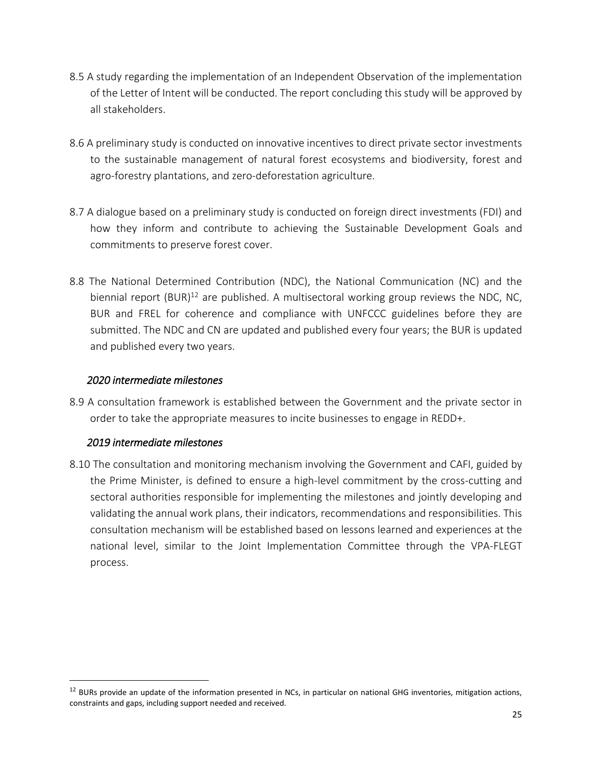8.5 A study regarding the implementation of an Independent Observation of the implementation of the Letter of Intent will be conducted. The report concluding this study will be approved by all stakeholders.

8.6 A preliminary study is conducted on innovative incentives to direct private sector investments to the sustainable management of natural forest ecosystems and biodiversity, forest and agro-forestry plantations, and zero-deforestation agriculture.

8.7 A dialogue based on a preliminary study is conducted on foreign direct investments (FDI) and how they inform and contribute to achieving the Sustainable Development Goals and commitments to preserve forest cover.

8.8 The National Determined Contribution (NDC), the National Communication (NC) and the biennial report (BUR)[12] are published. A multisectoral working group reviews the NDC, NC, BUR and FREL for coherence and compliance with UNFCCC guidelines before they are submitted. The NDC and CN are updated and published every four years; the BUR is updated and published every two years.

*2020 intermediate milestones*

8.9 A consultation framework is established between the Government and the private sector in order to take the appropriate measures to incite businesses to engage in REDD+.

*2019 intermediate milestones*

8.10 The consultation and monitoring mechanism involving the Government and CAFI, guided by the Prime Minister, is defined to ensure a high-level commitment by the cross-cutting and sectoral authorities responsible for implementing the milestones and jointly developing and validating the annual work plans, their indicators, recommendations and responsibilities. This consultation mechanism will be established based on lessons learned and experiences at the national level, similar to the Joint Implementation Committee through the VPA-FLEGT process.

[12] BURs provide an update of the information presented in NCs, in particular on national GHG inventories, mitigation actions, constraints and gaps, including support needed and received.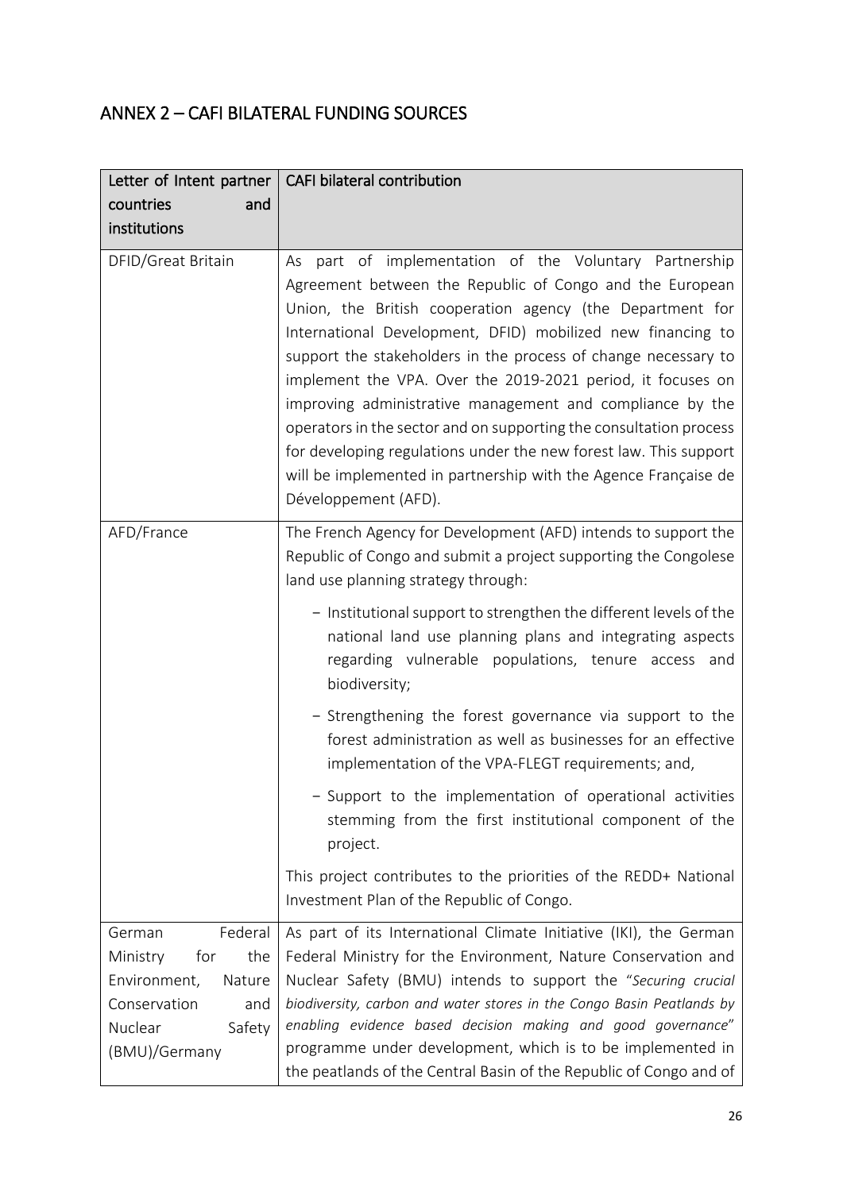# ANNEX 2 – CAFI BILATERAL FUNDING SOURCES

| Letter of Intent partner countries and institutions | CAFI bilateral contribution |
|---|---|
| DFID/Great Britain | As part of implementation of the Voluntary Partnership Agreement between the Republic of Congo and the European Union, the British cooperation agency (the Department for International Development, DFID) mobilized new financing to support the stakeholders in the process of change necessary to implement the VPA. Over the 2019-2021 period, it focuses on improving administrative management and compliance by the operators in the sector and on supporting the consultation process for developing regulations under the new forest law. This support will be implemented in partnership with the Agence Française de Développement (AFD). |
| AFD/France | The French Agency for Development (AFD) intends to support the Republic of Congo and submit a project supporting the Congolese land use planning strategy through:<br>- Institutional support to strengthen the different levels of the national land use planning plans and integrating aspects regarding vulnerable populations, tenure access and biodiversity;<br>- Strengthening the forest governance via support to the forest administration as well as businesses for an effective implementation of the VPA-FLEGT requirements; and,<br>- Support to the implementation of operational activities stemming from the first institutional component of the project.<br><br>This project contributes to the priorities of the REDD+ National Investment Plan of the Republic of Congo. |
| German Federal Ministry for the Environment, Nature Conservation and Nuclear Safety (BMU)/Germany | As part of its International Climate Initiative (IKI), the German Federal Ministry for the Environment, Nature Conservation and Nuclear Safety (BMU) intends to support the "*Securing crucial biodiversity, carbon and water stores in the Congo Basin Peatlands by enabling evidence based decision making and good governance*" programme under development, which is to be implemented in the peatlands of the Central Basin of the Republic of Congo and of |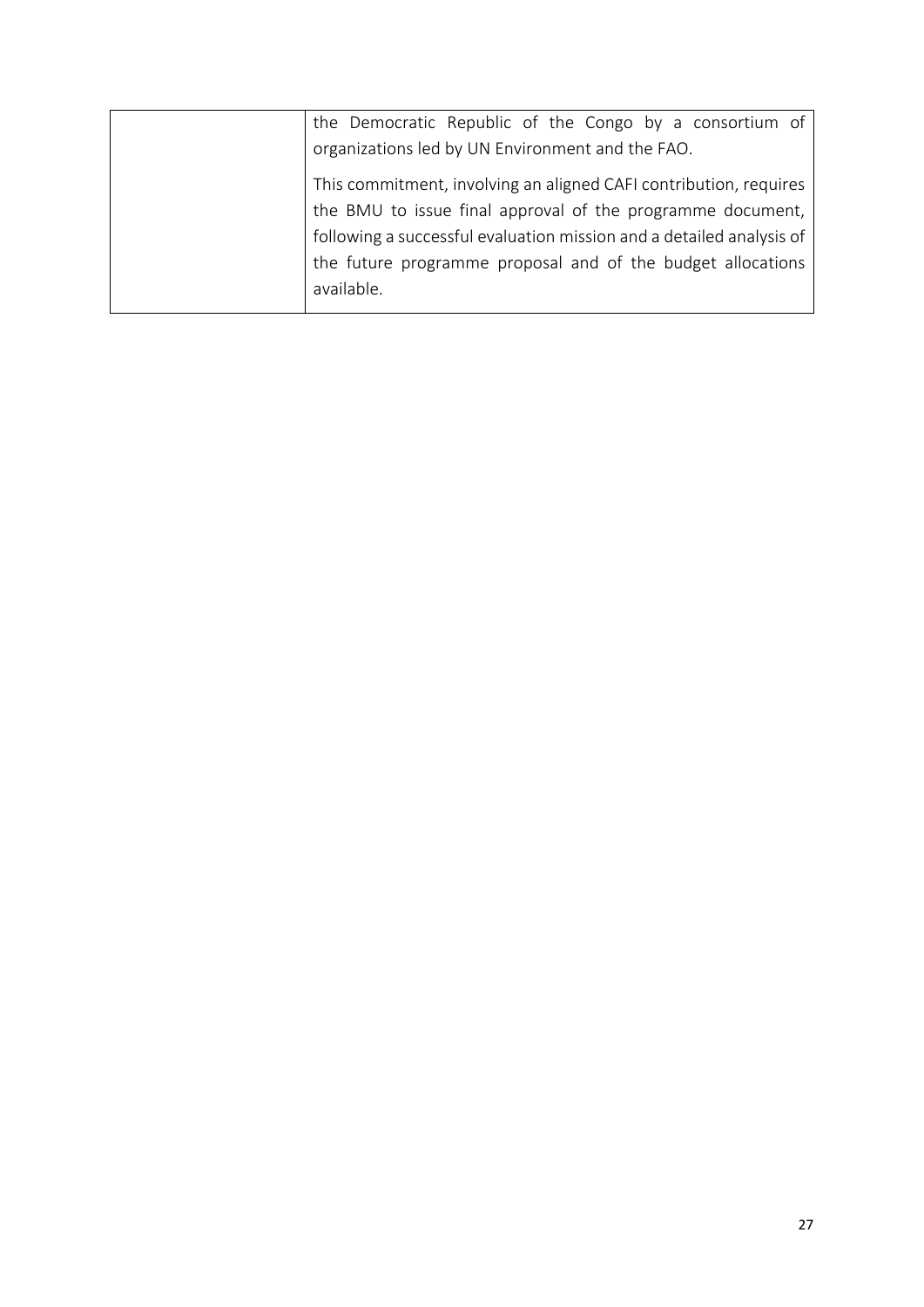| | |
|---|---|
| | the Democratic Republic of the Congo by a consortium of organizations led by UN Environment and the FAO.<br><br>This commitment, involving an aligned CAFI contribution, requires the BMU to issue final approval of the programme document, following a successful evaluation mission and a detailed analysis of the future programme proposal and of the budget allocations available. |